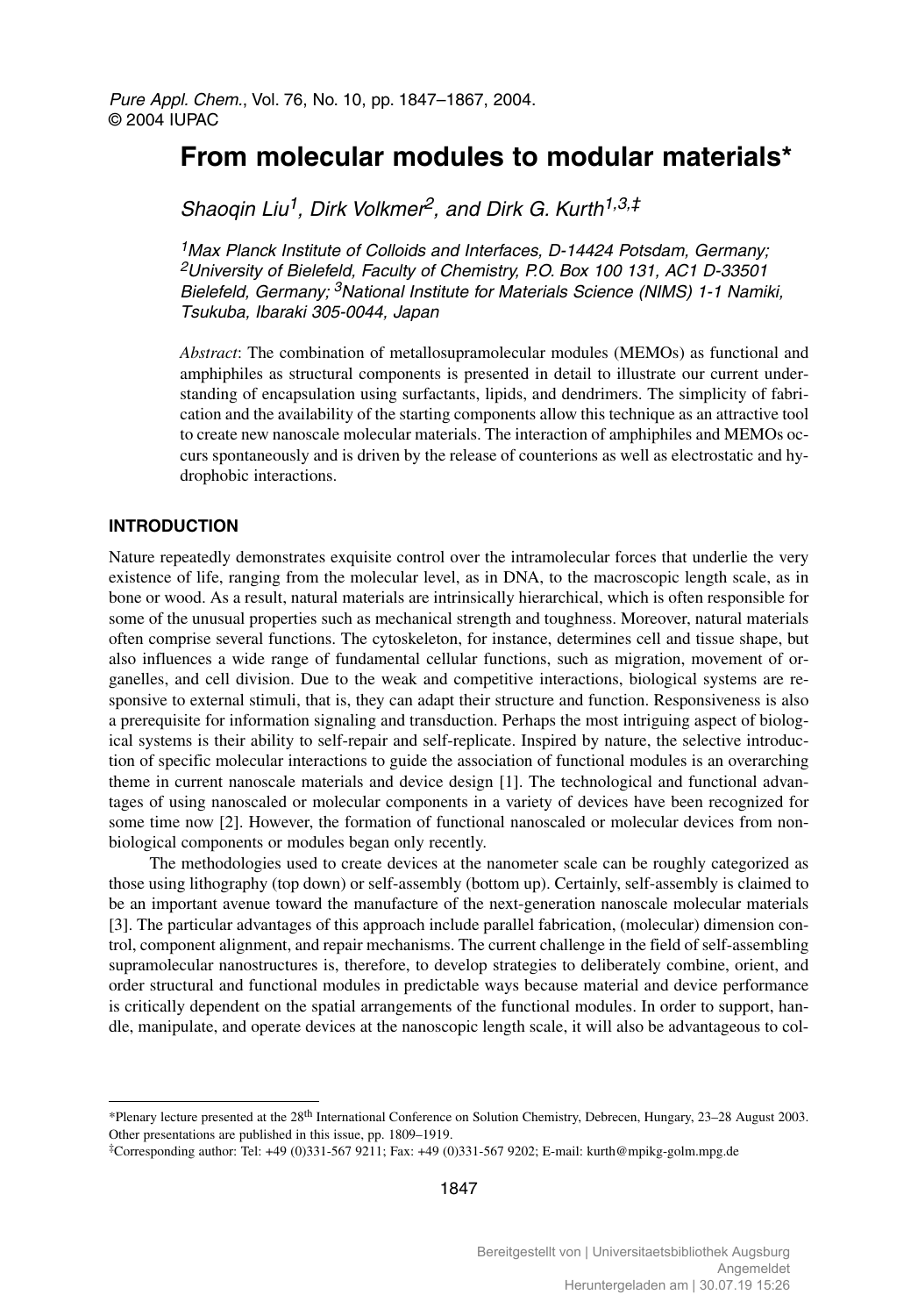# From molecular modules to modular materials*

*Shaoqin Liu[1], Dirk Volkmer[2], and Dirk G. Kurth[1,3,‡]*

*[1]Max Planck Institute of Colloids and Interfaces, D-14424 Potsdam, Germany; [2]University of Bielefeld, Faculty of Chemistry, P.O. Box 100 131, AC1 D-33501 Bielefeld, Germany; [3]National Institute for Materials Science (NIMS) 1-1 Namiki, Tsukuba, Ibaraki 305-0044, Japan*

*Abstract*: The combination of metallosupramolecular modules (MEMOs) as functional and amphiphiles as structural components is presented in detail to illustrate our current understanding of encapsulation using surfactants, lipids, and dendrimers. The simplicity of fabrication and the availability of the starting components allow this technique as an attractive tool to create new nanoscale molecular materials. The interaction of amphiphiles and MEMOs occurs spontaneously and is driven by the release of counterions as well as electrostatic and hydrophobic interactions.

## INTRODUCTION

Nature repeatedly demonstrates exquisite control over the intramolecular forces that underlie the very existence of life, ranging from the molecular level, as in DNA, to the macroscopic length scale, as in bone or wood. As a result, natural materials are intrinsically hierarchical, which is often responsible for some of the unusual properties such as mechanical strength and toughness. Moreover, natural materials often comprise several functions. The cytoskeleton, for instance, determines cell and tissue shape, but also influences a wide range of fundamental cellular functions, such as migration, movement of organelles, and cell division. Due to the weak and competitive interactions, biological systems are responsive to external stimuli, that is, they can adapt their structure and function. Responsiveness is also a prerequisite for information signaling and transduction. Perhaps the most intriguing aspect of biological systems is their ability to self-repair and self-replicate. Inspired by nature, the selective introduction of specific molecular interactions to guide the association of functional modules is an overarching theme in current nanoscale materials and device design [1]. The technological and functional advantages of using nanoscaled or molecular components in a variety of devices have been recognized for some time now [2]. However, the formation of functional nanoscaled or molecular devices from nonbiological components or modules began only recently.

The methodologies used to create devices at the nanometer scale can be roughly categorized as those using lithography (top down) or self-assembly (bottom up). Certainly, self-assembly is claimed to be an important avenue toward the manufacture of the next-generation nanoscale molecular materials [3]. The particular advantages of this approach include parallel fabrication, (molecular) dimension control, component alignment, and repair mechanisms. The current challenge in the field of self-assembling supramolecular nanostructures is, therefore, to develop strategies to deliberately combine, orient, and order structural and functional modules in predictable ways because material and device performance is critically dependent on the spatial arrangements of the functional modules. In order to support, handle, manipulate, and operate devices at the nanoscopic length scale, it will also be advantageous to col-

*Plenary lecture presented at the 28th International Conference on Solution Chemistry, Debrecen, Hungary, 23–28 August 2003. Other presentations are published in this issue, pp. 1809–1919.

‡Corresponding author: Tel: +49 (0)331-567 9211; Fax: +49 (0)331-567 9202; E-mail: kurth@mpikg-golm.mpg.de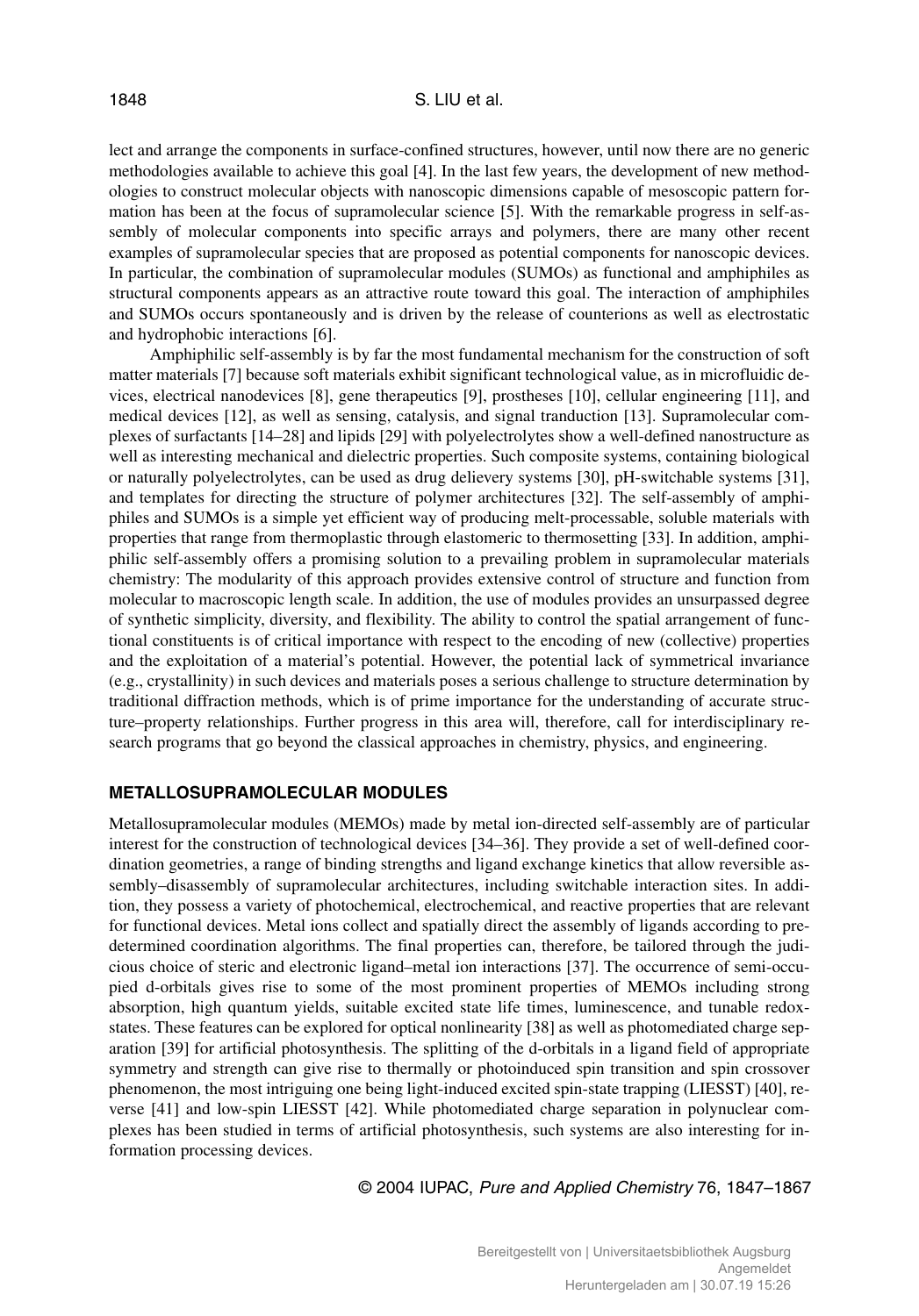lect and arrange the components in surface-confined structures, however, until now there are no generic methodologies available to achieve this goal [4]. In the last few years, the development of new methodologies to construct molecular objects with nanoscopic dimensions capable of mesoscopic pattern formation has been at the focus of supramolecular science [5]. With the remarkable progress in self-assembly of molecular components into specific arrays and polymers, there are many other recent examples of supramolecular species that are proposed as potential components for nanoscopic devices. In particular, the combination of supramolecular modules (SUMOs) as functional and amphiphiles as structural components appears as an attractive route toward this goal. The interaction of amphiphiles and SUMOs occurs spontaneously and is driven by the release of counterions as well as electrostatic and hydrophobic interactions [6].

Amphiphilic self-assembly is by far the most fundamental mechanism for the construction of soft matter materials [7] because soft materials exhibit significant technological value, as in microfluidic devices, electrical nanodevices [8], gene therapeutics [9], prostheses [10], cellular engineering [11], and medical devices [12], as well as sensing, catalysis, and signal tranduction [13]. Supramolecular complexes of surfactants [14–28] and lipids [29] with polyelectrolytes show a well-defined nanostructure as well as interesting mechanical and dielectric properties. Such composite systems, containing biological or naturally polyelectrolytes, can be used as drug delievery systems [30], pH-switchable systems [31], and templates for directing the structure of polymer architectures [32]. The self-assembly of amphiphiles and SUMOs is a simple yet efficient way of producing melt-processable, soluble materials with properties that range from thermoplastic through elastomeric to thermosetting [33]. In addition, amphiphilic self-assembly offers a promising solution to a prevailing problem in supramolecular materials chemistry: The modularity of this approach provides extensive control of structure and function from molecular to macroscopic length scale. In addition, the use of modules provides an unsurpassed degree of synthetic simplicity, diversity, and flexibility. The ability to control the spatial arrangement of functional constituents is of critical importance with respect to the encoding of new (collective) properties and the exploitation of a material's potential. However, the potential lack of symmetrical invariance (e.g., crystallinity) in such devices and materials poses a serious challenge to structure determination by traditional diffraction methods, which is of prime importance for the understanding of accurate structure–property relationships. Further progress in this area will, therefore, call for interdisciplinary research programs that go beyond the classical approaches in chemistry, physics, and engineering.

## METALLOSUPRAMOLECULAR MODULES

Metallosupramolecular modules (MEMOs) made by metal ion-directed self-assembly are of particular interest for the construction of technological devices [34–36]. They provide a set of well-defined coordination geometries, a range of binding strengths and ligand exchange kinetics that allow reversible assembly–disassembly of supramolecular architectures, including switchable interaction sites. In addition, they possess a variety of photochemical, electrochemical, and reactive properties that are relevant for functional devices. Metal ions collect and spatially direct the assembly of ligands according to predetermined coordination algorithms. The final properties can, therefore, be tailored through the judicious choice of steric and electronic ligand–metal ion interactions [37]. The occurrence of semi-occupied d-orbitals gives rise to some of the most prominent properties of MEMOs including strong absorption, high quantum yields, suitable excited state life times, luminescence, and tunable redox-states. These features can be explored for optical nonlinearity [38] as well as photomediated charge separation [39] for artificial photosynthesis. The splitting of the d-orbitals in a ligand field of appropriate symmetry and strength can give rise to thermally or photoinduced spin transition and spin crossover phenomenon, the most intriguing one being light-induced excited spin-state trapping (LIESST) [40], reverse [41] and low-spin LIESST [42]. While photomediated charge separation in polynuclear complexes has been studied in terms of artificial photosynthesis, such systems are also interesting for information processing devices.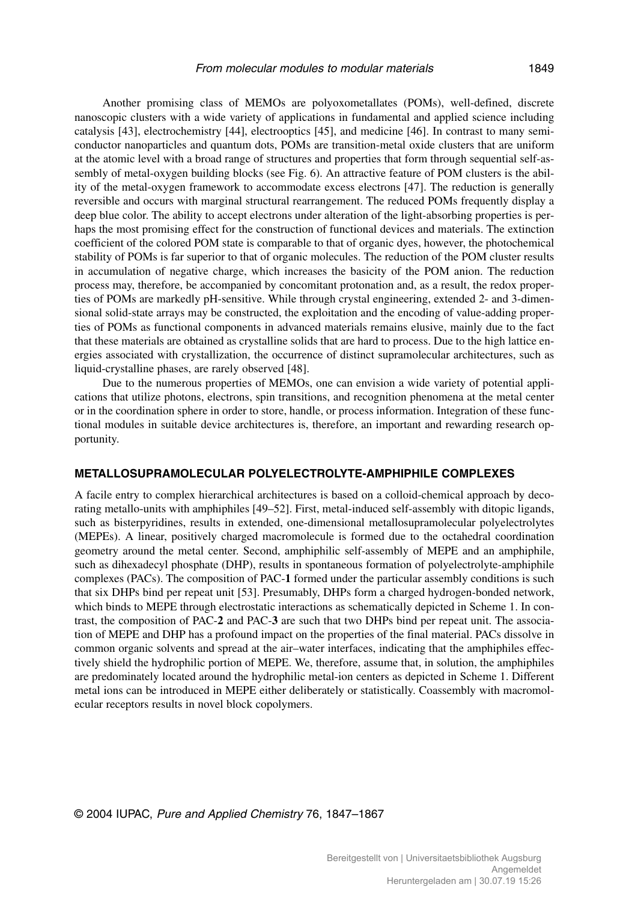Another promising class of MEMOs are polyoxometallates (POMs), well-defined, discrete nanoscopic clusters with a wide variety of applications in fundamental and applied science including catalysis [43], electrochemistry [44], electrooptics [45], and medicine [46]. In contrast to many semiconductor nanoparticles and quantum dots, POMs are transition-metal oxide clusters that are uniform at the atomic level with a broad range of structures and properties that form through sequential self-assembly of metal-oxygen building blocks (see Fig. 6). An attractive feature of POM clusters is the ability of the metal-oxygen framework to accommodate excess electrons [47]. The reduction is generally reversible and occurs with marginal structural rearrangement. The reduced POMs frequently display a deep blue color. The ability to accept electrons under alteration of the light-absorbing properties is perhaps the most promising effect for the construction of functional devices and materials. The extinction coefficient of the colored POM state is comparable to that of organic dyes, however, the photochemical stability of POMs is far superior to that of organic molecules. The reduction of the POM cluster results in accumulation of negative charge, which increases the basicity of the POM anion. The reduction process may, therefore, be accompanied by concomitant protonation and, as a result, the redox properties of POMs are markedly pH-sensitive. While through crystal engineering, extended 2- and 3-dimensional solid-state arrays may be constructed, the exploitation and the encoding of value-adding properties of POMs as functional components in advanced materials remains elusive, mainly due to the fact that these materials are obtained as crystalline solids that are hard to process. Due to the high lattice energies associated with crystallization, the occurrence of distinct supramolecular architectures, such as liquid-crystalline phases, are rarely observed [48].

Due to the numerous properties of MEMOs, one can envision a wide variety of potential applications that utilize photons, electrons, spin transitions, and recognition phenomena at the metal center or in the coordination sphere in order to store, handle, or process information. Integration of these functional modules in suitable device architectures is, therefore, an important and rewarding research opportunity.

## METALLOSUPRAMOLECULAR POLYELECTROLYTE-AMPHIPHILE COMPLEXES

A facile entry to complex hierarchical architectures is based on a colloid-chemical approach by decorating metallo-units with amphiphiles [49–52]. First, metal-induced self-assembly with ditopic ligands, such as bisterpyridines, results in extended, one-dimensional metallosupramolecular polyelectrolytes (MEPEs). A linear, positively charged macromolecule is formed due to the octahedral coordination geometry around the metal center. Second, amphiphilic self-assembly of MEPE and an amphiphile, such as dihexadecyl phosphate (DHP), results in spontaneous formation of polyelectrolyte-amphiphile complexes (PACs). The composition of PAC-**1** formed under the particular assembly conditions is such that six DHPs bind per repeat unit [53]. Presumably, DHPs form a charged hydrogen-bonded network, which binds to MEPE through electrostatic interactions as schematically depicted in Scheme 1. In contrast, the composition of PAC-**2** and PAC-**3** are such that two DHPs bind per repeat unit. The association of MEPE and DHP has a profound impact on the properties of the final material. PACs dissolve in common organic solvents and spread at the air–water interfaces, indicating that the amphiphiles effectively shield the hydrophilic portion of MEPE. We, therefore, assume that, in solution, the amphiphiles are predominately located around the hydrophilic metal-ion centers as depicted in Scheme 1. Different metal ions can be introduced in MEPE either deliberately or statistically. Coassembly with macromolecular receptors results in novel block copolymers.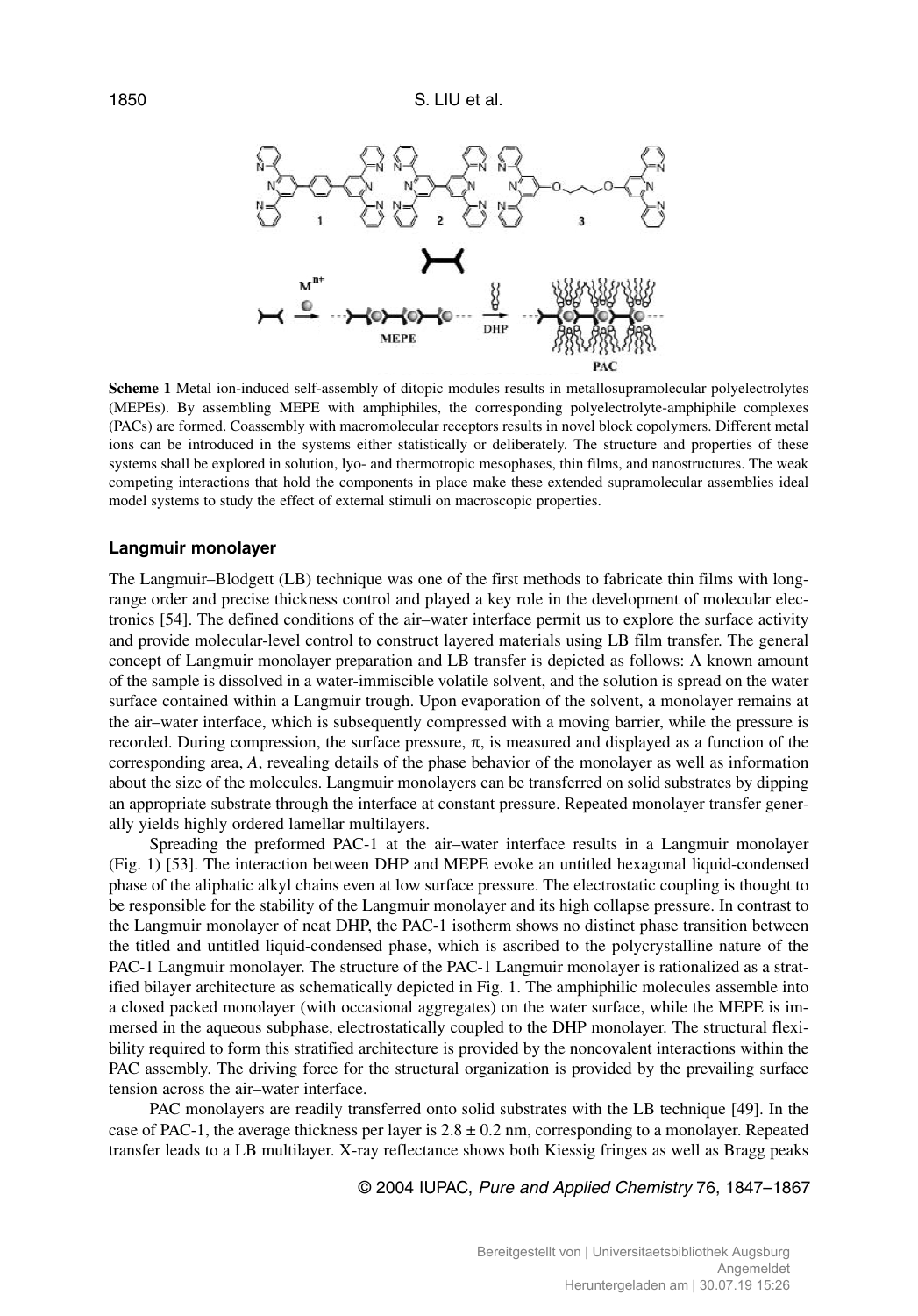**Scheme 1** Metal ion-induced self-assembly of ditopic modules results in metallosupramolecular polyelectrolytes (MEPEs). By assembling MEPE with amphiphiles, the corresponding polyelectrolyte-amphiphile complexes (PACs) are formed. Coassembly with macromolecular receptors results in novel block copolymers. Different metal ions can be introduced in the systems either statistically or deliberately. The structure and properties of these systems shall be explored in solution, lyo- and thermotropic mesophases, thin films, and nanostructures. The weak competing interactions that hold the components in place make these extended supramolecular assemblies ideal model systems to study the effect of external stimuli on macroscopic properties.

### Langmuir monolayer

The Langmuir–Blodgett (LB) technique was one of the first methods to fabricate thin films with long-range order and precise thickness control and played a key role in the development of molecular electronics [54]. The defined conditions of the air–water interface permit us to explore the surface activity and provide molecular-level control to construct layered materials using LB film transfer. The general concept of Langmuir monolayer preparation and LB transfer is depicted as follows: A known amount of the sample is dissolved in a water-immiscible volatile solvent, and the solution is spread on the water surface contained within a Langmuir trough. Upon evaporation of the solvent, a monolayer remains at the air–water interface, which is subsequently compressed with a moving barrier, while the pressure is recorded. During compression, the surface pressure, $\pi$, is measured and displayed as a function of the corresponding area, $A$, revealing details of the phase behavior of the monolayer as well as information about the size of the molecules. Langmuir monolayers can be transferred on solid substrates by dipping an appropriate substrate through the interface at constant pressure. Repeated monolayer transfer generally yields highly ordered lamellar multilayers.

Spreading the preformed PAC-1 at the air–water interface results in a Langmuir monolayer (Fig. 1) [53]. The interaction between DHP and MEPE evoke an untitled hexagonal liquid-condensed phase of the aliphatic alkyl chains even at low surface pressure. The electrostatic coupling is thought to be responsible for the stability of the Langmuir monolayer and its high collapse pressure. In contrast to the Langmuir monolayer of neat DHP, the PAC-1 isotherm shows no distinct phase transition between the titled and untitled liquid-condensed phase, which is ascribed to the polycrystalline nature of the PAC-1 Langmuir monolayer. The structure of the PAC-1 Langmuir monolayer is rationalized as a stratified bilayer architecture as schematically depicted in Fig. 1. The amphiphilic molecules assemble into a closed packed monolayer (with occasional aggregates) on the water surface, while the MEPE is immersed in the aqueous subphase, electrostatically coupled to the DHP monolayer. The structural flexibility required to form this stratified architecture is provided by the noncovalent interactions within the PAC assembly. The driving force for the structural organization is provided by the prevailing surface tension across the air–water interface.

PAC monolayers are readily transferred onto solid substrates with the LB technique [49]. In the case of PAC-1, the average thickness per layer is $2.8 \pm 0.2$ nm, corresponding to a monolayer. Repeated transfer leads to a LB multilayer. X-ray reflectance shows both Kiessig fringes as well as Bragg peaks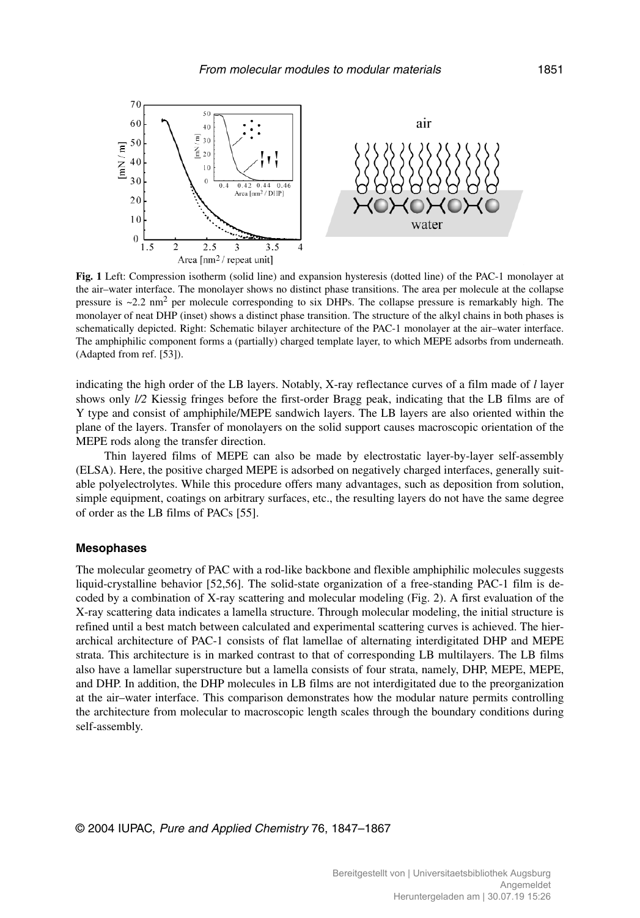**Fig. 1** Left: Compression isotherm (solid line) and expansion hysteresis (dotted line) of the PAC-1 monolayer at the air–water interface. The monolayer shows no distinct phase transitions. The area per molecule at the collapse pressure is ~2.2 $nm^2$ per molecule corresponding to six DHPs. The collapse pressure is remarkably high. The monolayer of neat DHP (inset) shows a distinct phase transition. The structure of the alkyl chains in both phases is schematically depicted. Right: Schematic bilayer architecture of the PAC-1 monolayer at the air–water interface. The amphiphilic component forms a (partially) charged template layer, to which MEPE adsorbs from underneath. (Adapted from ref. [53]).

indicating the high order of the LB layers. Notably, X-ray reflectance curves of a film made of *l* layer shows only *l/2* Kiessig fringes before the first-order Bragg peak, indicating that the LB films are of Y type and consist of amphiphile/MEPE sandwich layers. The LB layers are also oriented within the plane of the layers. Transfer of monolayers on the solid support causes macroscopic orientation of the MEPE rods along the transfer direction.

Thin layered films of MEPE can also be made by electrostatic layer-by-layer self-assembly (ELSA). Here, the positive charged MEPE is adsorbed on negatively charged interfaces, generally suitable polyelectrolytes. While this procedure offers many advantages, such as deposition from solution, simple equipment, coatings on arbitrary surfaces, etc., the resulting layers do not have the same degree of order as the LB films of PACs [55].

### Mesophases

The molecular geometry of PAC with a rod-like backbone and flexible amphiphilic molecules suggests liquid-crystalline behavior [52,56]. The solid-state organization of a free-standing PAC-1 film is decoded by a combination of X-ray scattering and molecular modeling (Fig. 2). A first evaluation of the X-ray scattering data indicates a lamella structure. Through molecular modeling, the initial structure is refined until a best match between calculated and experimental scattering curves is achieved. The hierarchical architecture of PAC-1 consists of flat lamellae of alternating interdigitated DHP and MEPE strata. This architecture is in marked contrast to that of corresponding LB multilayers. The LB films also have a lamellar superstructure but a lamella consists of four strata, namely, DHP, MEPE, MEPE, and DHP. In addition, the DHP molecules in LB films are not interdigitated due to the preorganization at the air–water interface. This comparison demonstrates how the modular nature permits controlling the architecture from molecular to macroscopic length scales through the boundary conditions during self-assembly.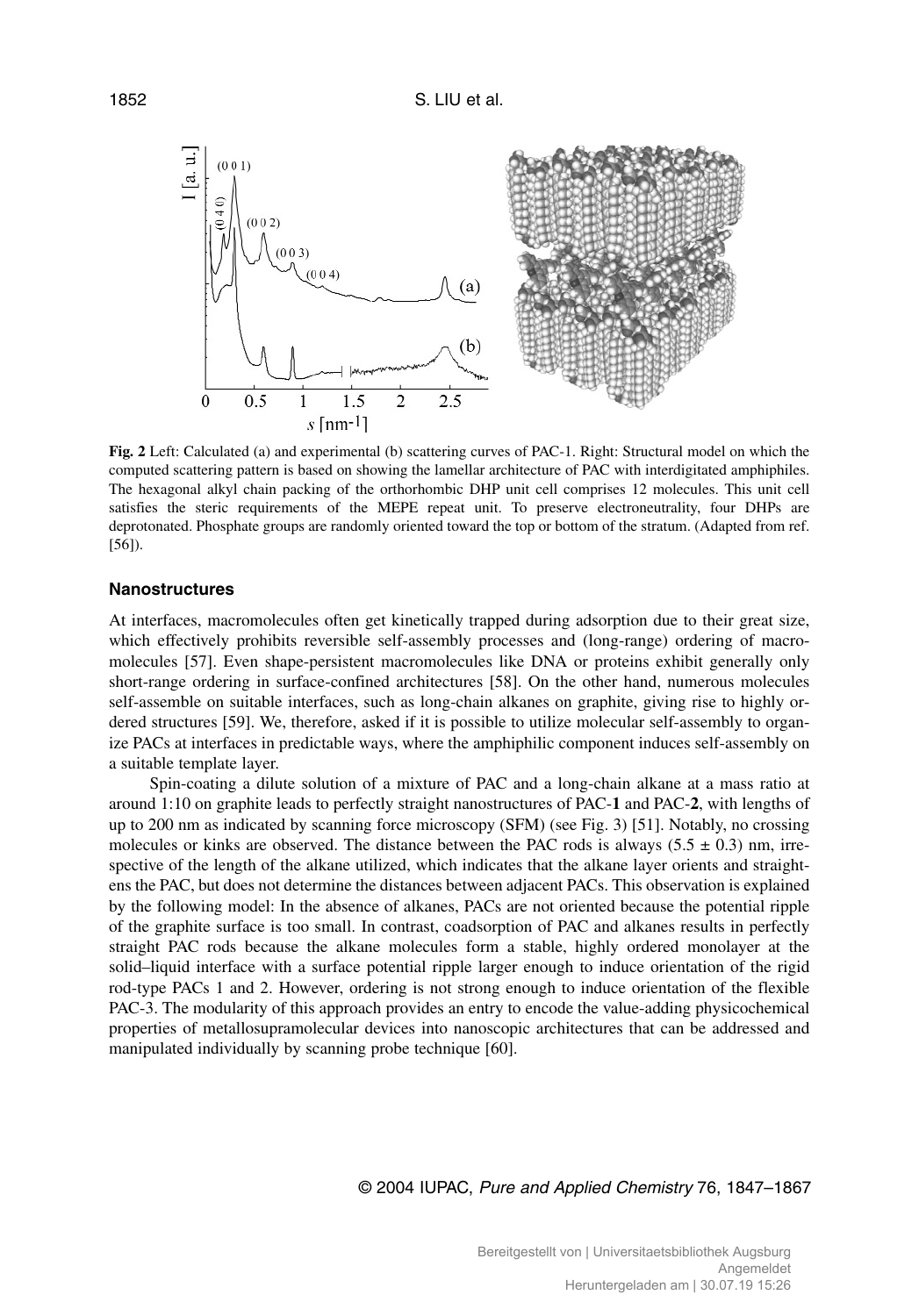**Fig. 2** Left: Calculated (a) and experimental (b) scattering curves of PAC-1. Right: Structural model on which the computed scattering pattern is based on showing the lamellar architecture of PAC with interdigitated amphiphiles. The hexagonal alkyl chain packing of the orthorhombic DHP unit cell comprises 12 molecules. This unit cell satisfies the steric requirements of the MEPE repeat unit. To preserve electroneutrality, four DHPs are deprotonated. Phosphate groups are randomly oriented toward the top or bottom of the stratum. (Adapted from ref. [56]).

### Nanostructures

At interfaces, macromolecules often get kinetically trapped during adsorption due to their great size, which effectively prohibits reversible self-assembly processes and (long-range) ordering of macromolecules [57]. Even shape-persistent macromolecules like DNA or proteins exhibit generally only short-range ordering in surface-confined architectures [58]. On the other hand, numerous molecules self-assemble on suitable interfaces, such as long-chain alkanes on graphite, giving rise to highly ordered structures [59]. We, therefore, asked if it is possible to utilize molecular self-assembly to organize PACs at interfaces in predictable ways, where the amphiphilic component induces self-assembly on a suitable template layer.

Spin-coating a dilute solution of a mixture of PAC and a long-chain alkane at a mass ratio at around 1:10 on graphite leads to perfectly straight nanostructures of PAC-**1** and PAC-**2**, with lengths of up to 200 nm as indicated by scanning force microscopy (SFM) (see Fig. 3) [51]. Notably, no crossing molecules or kinks are observed. The distance between the PAC rods is always $(5.5 \pm 0.3)$ nm, irrespective of the length of the alkane utilized, which indicates that the alkane layer orients and straightens the PAC, but does not determine the distances between adjacent PACs. This observation is explained by the following model: In the absence of alkanes, PACs are not oriented because the potential ripple of the graphite surface is too small. In contrast, coadsorption of PAC and alkanes results in perfectly straight PAC rods because the alkane molecules form a stable, highly ordered monolayer at the solid–liquid interface with a surface potential ripple larger enough to induce orientation of the rigid rod-type PACs 1 and 2. However, ordering is not strong enough to induce orientation of the flexible PAC-3. The modularity of this approach provides an entry to encode the value-adding physicochemical properties of metallosupramolecular devices into nanoscopic architectures that can be addressed and manipulated individually by scanning probe technique [60].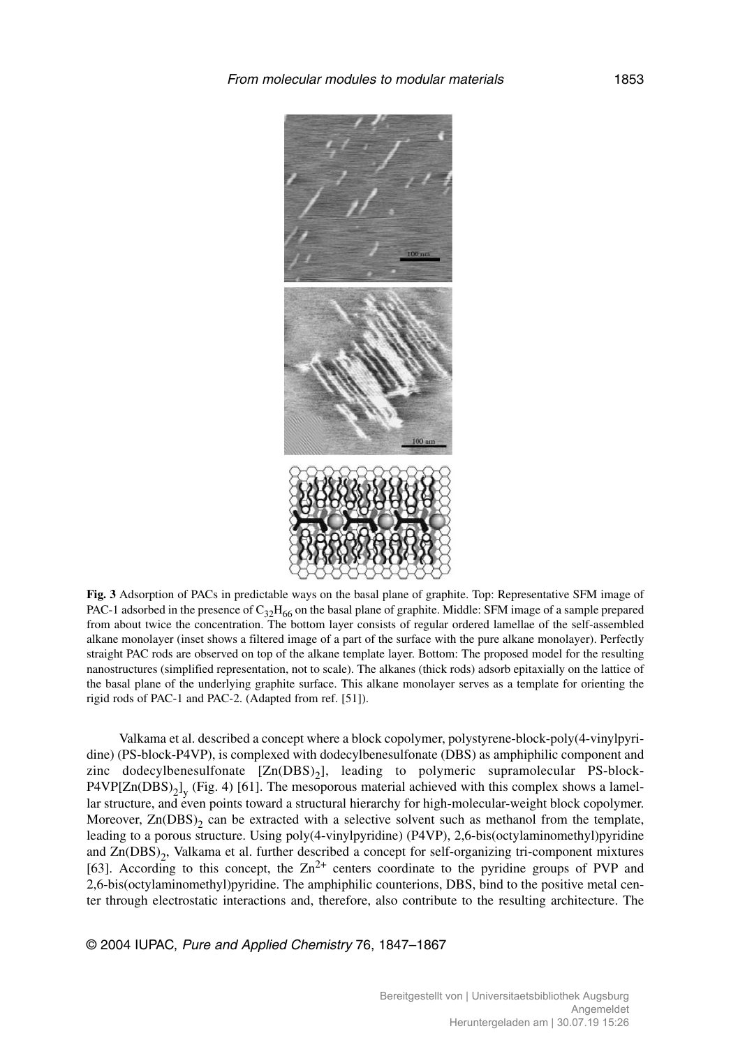**Fig. 3** Adsorption of PACs in predictable ways on the basal plane of graphite. Top: Representative SFM image of PAC-1 adsorbed in the presence of $C_{32}H_{66}$ on the basal plane of graphite. Middle: SFM image of a sample prepared from about twice the concentration. The bottom layer consists of regular ordered lamellae of the self-assembled alkane monolayer (inset shows a filtered image of a part of the surface with the pure alkane monolayer). Perfectly straight PAC rods are observed on top of the alkane template layer. Bottom: The proposed model for the resulting nanostructures (simplified representation, not to scale). The alkanes (thick rods) adsorb epitaxially on the lattice of the basal plane of the underlying graphite surface. This alkane monolayer serves as a template for orienting the rigid rods of PAC-1 and PAC-2. (Adapted from ref. [51]).

Valkama et al. described a concept where a block copolymer, polystyrene-block-poly(4-vinylpyridine) (PS-block-P4VP), is complexed with dodecylbenesulfonate (DBS) as amphiphilic component and zinc dodecylbenesulfonate [$Zn(DBS)_2$], leading to polymeric supramolecular PS-block-P4VP[$Zn(DBS)_2]_y$ (Fig. 4) [61]. The mesoporous material achieved with this complex shows a lamellar structure, and even points toward a structural hierarchy for high-molecular-weight block copolymer. Moreover, $Zn(DBS)_2$ can be extracted with a selective solvent such as methanol from the template, leading to a porous structure. Using poly(4-vinylpyridine) (P4VP), 2,6-bis(octylaminomethyl)pyridine and $Zn(DBS)_2$, Valkama et al. further described a concept for self-organizing tri-component mixtures [63]. According to this concept, the $Zn^{2+}$ centers coordinate to the pyridine groups of PVP and 2,6-bis(octylaminomethyl)pyridine. The amphiphilic counterions, DBS, bind to the positive metal center through electrostatic interactions and, therefore, also contribute to the resulting architecture. The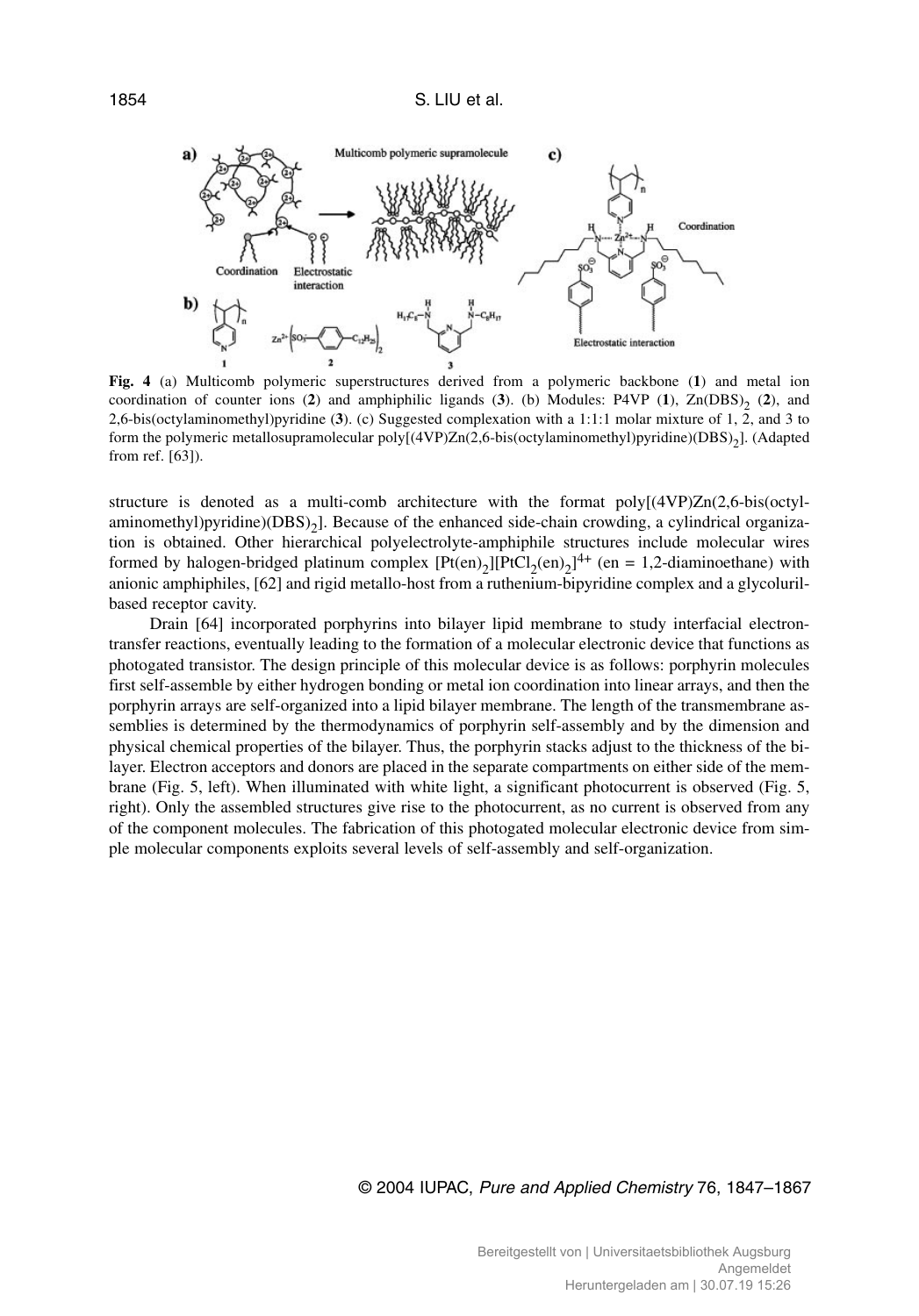**Fig. 4** (a) Multicomb polymeric superstructures derived from a polymeric backbone (**1**) and metal ion coordination of counter ions (**2**) and amphiphilic ligands (**3**). (b) Modules: P4VP (**1**), $Zn(DBS)_2$ (**2**), and 2,6-bis(octylaminomethyl)pyridine (**3**). (c) Suggested complexation with a 1:1:1 molar mixture of 1, 2, and 3 to form the polymeric metallosupramolecular poly[(4VP)Zn(2,6-bis(octylaminomethyl)pyridine)$(DBS)_2$]. (Adapted from ref. [63]).

structure is denoted as a multi-comb architecture with the format poly[(4VP)Zn(2,6-bis(octylaminomethyl)pyridine)$(DBS)_2$]. Because of the enhanced side-chain crowding, a cylindrical organization is obtained. Other hierarchical polyelectrolyte-amphiphile structures include molecular wires formed by halogen-bridged platinum complex $[Pt(en)_2][PtCl_2(en)_2]^{4+}$ (en = 1,2-diaminoethane) with anionic amphiphiles, [62] and rigid metallo-host from a ruthenium-bipyridine complex and a glycoluril-based receptor cavity.

Drain [64] incorporated porphyrins into bilayer lipid membrane to study interfacial electron-transfer reactions, eventually leading to the formation of a molecular electronic device that functions as photogated transistor. The design principle of this molecular device is as follows: porphyrin molecules first self-assemble by either hydrogen bonding or metal ion coordination into linear arrays, and then the porphyrin arrays are self-organized into a lipid bilayer membrane. The length of the transmembrane assemblies is determined by the thermodynamics of porphyrin self-assembly and by the dimension and physical chemical properties of the bilayer. Thus, the porphyrin stacks adjust to the thickness of the bilayer. Electron acceptors and donors are placed in the separate compartments on either side of the membrane (Fig. 5, left). When illuminated with white light, a significant photocurrent is observed (Fig. 5, right). Only the assembled structures give rise to the photocurrent, as no current is observed from any of the component molecules. The fabrication of this photogated molecular electronic device from simple molecular components exploits several levels of self-assembly and self-organization.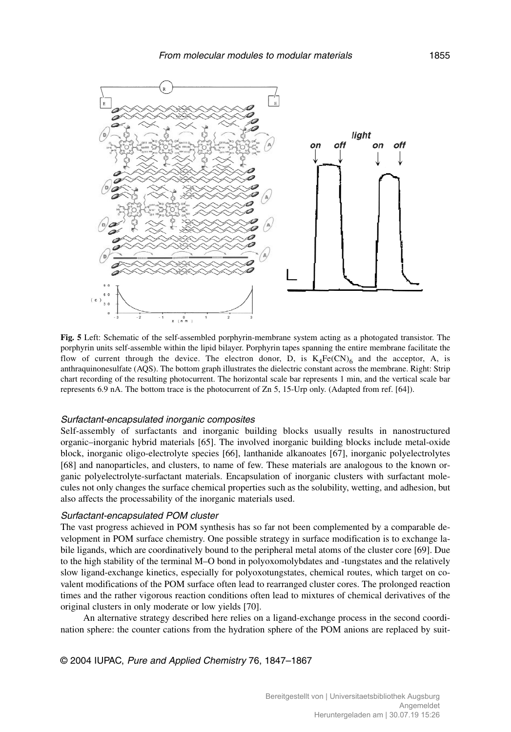**Fig. 5** Left: Schematic of the self-assembled porphyrin-membrane system acting as a photogated transistor. The porphyrin units self-assemble within the lipid bilayer. Porphyrin tapes spanning the entire membrane facilitate the flow of current through the device. The electron donor, D, is $K_4Fe(CN)_6$ and the acceptor, A, is anthraquinonesulfate (AQS). The bottom graph illustrates the dielectric constant across the membrane. Right: Strip chart recording of the resulting photocurrent. The horizontal scale bar represents 1 min, and the vertical scale bar represents 6.9 nA. The bottom trace is the photocurrent of Zn 5, 15-Urp only. (Adapted from ref. [64]).

### *Surfactant-encapsulated inorganic composites*

Self-assembly of surfactants and inorganic building blocks usually results in nanostructured organic–inorganic hybrid materials [65]. The involved inorganic building blocks include metal-oxide block, inorganic oligo-electrolyte species [66], lanthanide alkanoates [67], inorganic polyelectrolytes [68] and nanoparticles, and clusters, to name of few. These materials are analogous to the known organic polyelectrolyte-surfactant materials. Encapsulation of inorganic clusters with surfactant molecules not only changes the surface chemical properties such as the solubility, wetting, and adhesion, but also affects the processability of the inorganic materials used.

### *Surfactant-encapsulated POM cluster*

The vast progress achieved in POM synthesis has so far not been complemented by a comparable development in POM surface chemistry. One possible strategy in surface modification is to exchange labile ligands, which are coordinatively bound to the peripheral metal atoms of the cluster core [69]. Due to the high stability of the terminal M–O bond in polyoxomolybdates and -tungstates and the relatively slow ligand-exchange kinetics, especially for polyoxotungstates, chemical routes, which target on covalent modifications of the POM surface often lead to rearranged cluster cores. The prolonged reaction times and the rather vigorous reaction conditions often lead to mixtures of chemical derivatives of the original clusters in only moderate or low yields [70].

An alternative strategy described here relies on a ligand-exchange process in the second coordination sphere: the counter cations from the hydration sphere of the POM anions are replaced by suit-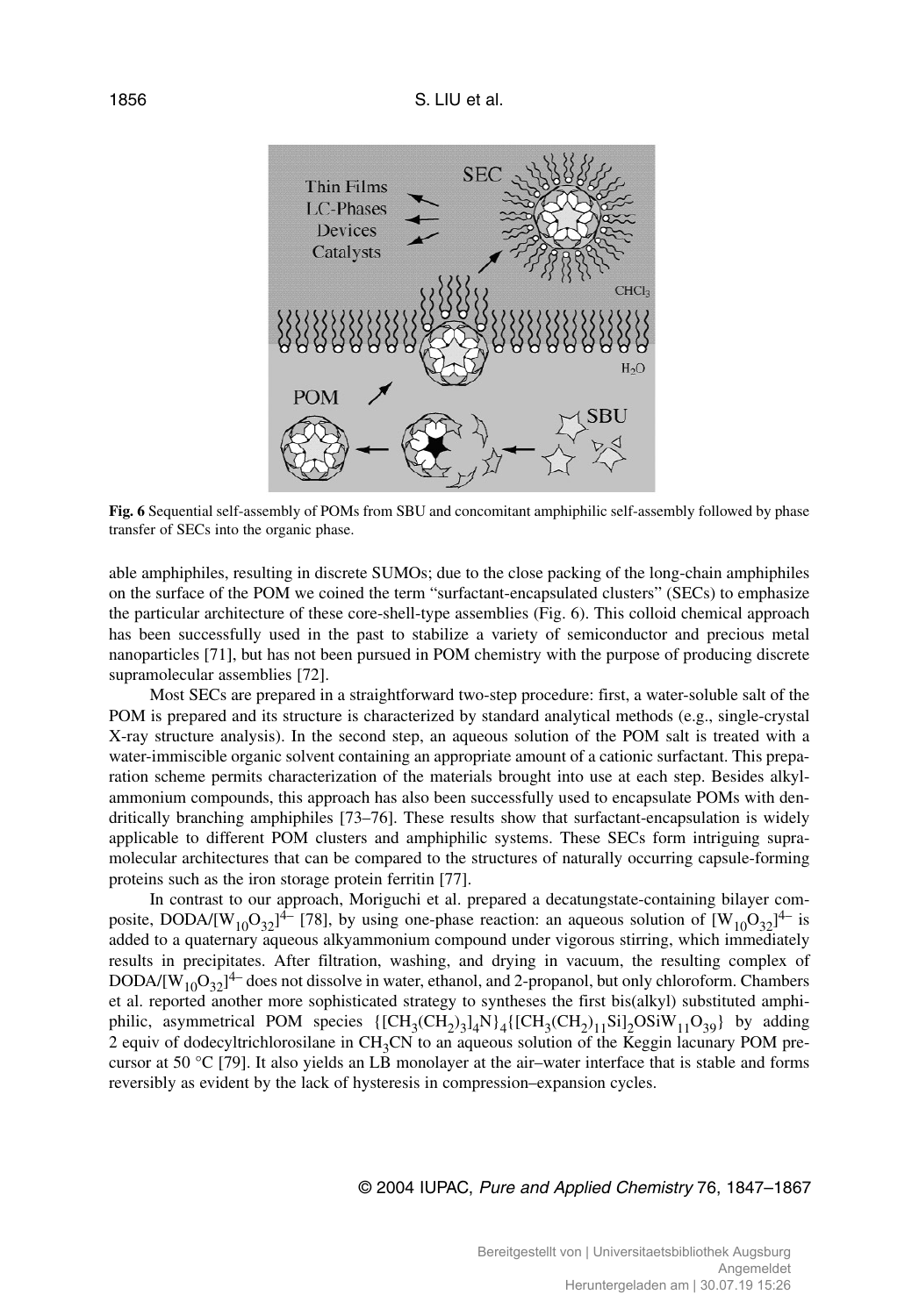**Fig. 6** Sequential self-assembly of POMs from SBU and concomitant amphiphilic self-assembly followed by phase transfer of SECs into the organic phase.

able amphiphiles, resulting in discrete SUMOs; due to the close packing of the long-chain amphiphiles on the surface of the POM we coined the term "surfactant-encapsulated clusters" (SECs) to emphasize the particular architecture of these core-shell-type assemblies (Fig. 6). This colloid chemical approach has been successfully used in the past to stabilize a variety of semiconductor and precious metal nanoparticles [71], but has not been pursued in POM chemistry with the purpose of producing discrete supramolecular assemblies [72].

Most SECs are prepared in a straightforward two-step procedure: first, a water-soluble salt of the POM is prepared and its structure is characterized by standard analytical methods (e.g., single-crystal X-ray structure analysis). In the second step, an aqueous solution of the POM salt is treated with a water-immiscible organic solvent containing an appropriate amount of a cationic surfactant. This preparation scheme permits characterization of the materials brought into use at each step. Besides alkylammonium compounds, this approach has also been successfully used to encapsulate POMs with dendritically branching amphiphiles [73–76]. These results show that surfactant-encapsulation is widely applicable to different POM clusters and amphiphilic systems. These SECs form intriguing supramolecular architectures that can be compared to the structures of naturally occurring capsule-forming proteins such as the iron storage protein ferritin [77].

In contrast to our approach, Moriguchi et al. prepared a decatungstate-containing bilayer composite, DODA/$[W_{10}O_{32}]^{4-}$ [78], by using one-phase reaction: an aqueous solution of $[W_{10}O_{32}]^{4-}$ is added to a quaternary aqueous alkyammonium compound under vigorous stirring, which immediately results in precipitates. After filtration, washing, and drying in vacuum, the resulting complex of DODA/$[W_{10}O_{32}]^{4-}$ does not dissolve in water, ethanol, and 2-propanol, but only chloroform. Chambers et al. reported another more sophisticated strategy to syntheses the first bis(alkyl) substituted amphiphilic, asymmetrical POM species $\{[CH_3(CH_2)_3]_4N\}_4\{[CH_3(CH_2)_{11}Si]_2OSiW_{11}O_{39}\}$ by adding 2 equiv of dodecyltrichlorosilane in $CH_3CN$ to an aqueous solution of the Keggin lacunary POM precursor at 50 °C [79]. It also yields an LB monolayer at the air–water interface that is stable and forms reversibly as evident by the lack of hysteresis in compression–expansion cycles.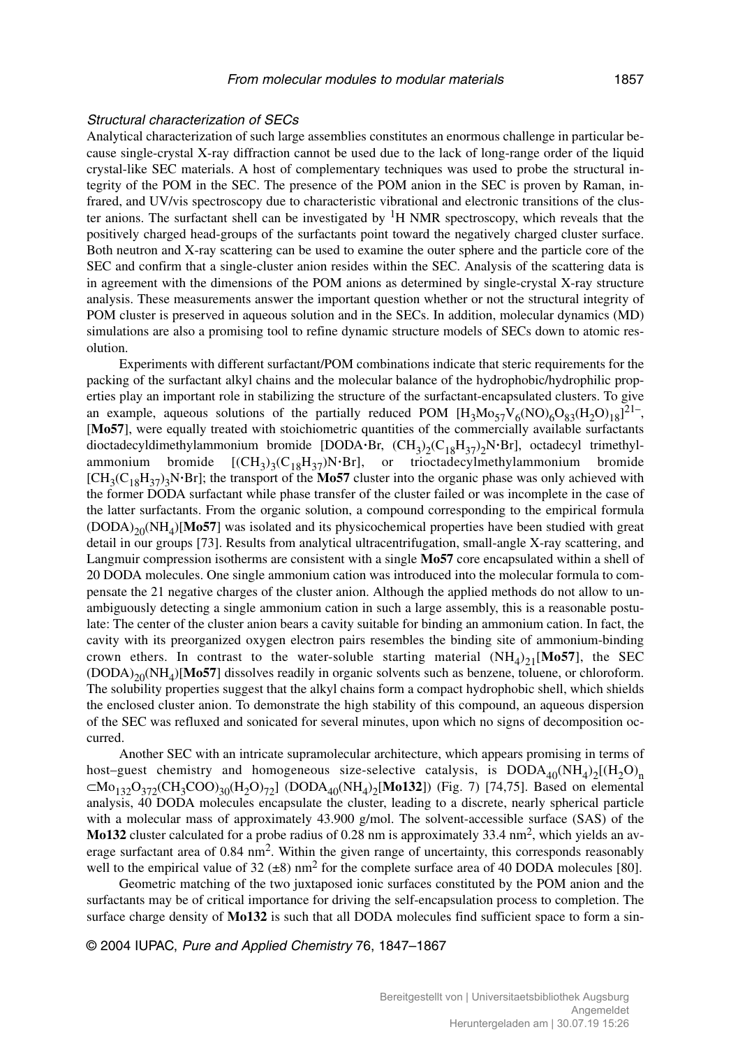*Structural characterization of SECs*

Analytical characterization of such large assemblies constitutes an enormous challenge in particular because single-crystal X-ray diffraction cannot be used due to the lack of long-range order of the liquid crystal-like SEC materials. A host of complementary techniques was used to probe the structural integrity of the POM in the SEC. The presence of the POM anion in the SEC is proven by Raman, infrared, and UV/vis spectroscopy due to characteristic vibrational and electronic transitions of the cluster anions. The surfactant shell can be investigated by $^1$H NMR spectroscopy, which reveals that the positively charged head-groups of the surfactants point toward the negatively charged cluster surface. Both neutron and X-ray scattering can be used to examine the outer sphere and the particle core of the SEC and confirm that a single-cluster anion resides within the SEC. Analysis of the scattering data is in agreement with the dimensions of the POM anions as determined by single-crystal X-ray structure analysis. These measurements answer the important question whether or not the structural integrity of POM cluster is preserved in aqueous solution and in the SECs. In addition, molecular dynamics (MD) simulations are also a promising tool to refine dynamic structure models of SECs down to atomic resolution.

Experiments with different surfactant/POM combinations indicate that steric requirements for the packing of the surfactant alkyl chains and the molecular balance of the hydrophobic/hydrophilic properties play an important role in stabilizing the structure of the surfactant-encapsulated clusters. To give an example, aqueous solutions of the partially reduced POM $[H_3Mo_{57}V_6(NO)_6O_{83}(H_2O)_{18}]^{21-}$, [**Mo57**], were equally treated with stoichiometric quantities of the commercially available surfactants dioctadecyldimethylammonium bromide [DODA·Br, $(CH_3)_2(C_{18}H_{37})_2N{\cdot}Br$], octadecyl trimethylammonium bromide [$(CH_3)_3(C_{18}H_{37})N{\cdot}Br$], or trioctadecylmethylammonium bromide [$CH_3(C_{18}H_{37})_3N{\cdot}Br$]; the transport of the **Mo57** cluster into the organic phase was only achieved with the former DODA surfactant while phase transfer of the cluster failed or was incomplete in the case of the latter surfactants. From the organic solution, a compound corresponding to the empirical formula $(DODA)_{20}(NH_4)$[**Mo57**] was isolated and its physicochemical properties have been studied with great detail in our groups [73]. Results from analytical ultracentrifugation, small-angle X-ray scattering, and Langmuir compression isotherms are consistent with a single **Mo57** core encapsulated within a shell of 20 DODA molecules. One single ammonium cation was introduced into the molecular formula to compensate the 21 negative charges of the cluster anion. Although the applied methods do not allow to unambiguously detecting a single ammonium cation in such a large assembly, this is a reasonable postulate: The center of the cluster anion bears a cavity suitable for binding an ammonium cation. In fact, the cavity with its preorganized oxygen electron pairs resembles the binding site of ammonium-binding crown ethers. In contrast to the water-soluble starting material $(NH_4)_{21}$[**Mo57**], the SEC $(DODA)_{20}(NH_4)$[**Mo57**] dissolves readily in organic solvents such as benzene, toluene, or chloroform. The solubility properties suggest that the alkyl chains form a compact hydrophobic shell, which shields the enclosed cluster anion. To demonstrate the high stability of this compound, an aqueous dispersion of the SEC was refluxed and sonicated for several minutes, upon which no signs of decomposition occurred.

Another SEC with an intricate supramolecular architecture, which appears promising in terms of host–guest chemistry and homogeneous size-selective catalysis, is $DODA_{40}(NH_4)_2[(H_2O)_n \subset Mo_{132}O_{372}(CH_3COO)_{30}(H_2O)_{72}]$ ($DODA_{40}(NH_4)_2$[**Mo132**]) (Fig. 7) [74,75]. Based on elemental analysis, 40 DODA molecules encapsulate the cluster, leading to a discrete, nearly spherical particle with a molecular mass of approximately 43.900 g/mol. The solvent-accessible surface (SAS) of the **Mo132** cluster calculated for a probe radius of 0.28 nm is approximately 33.4 nm$^2$, which yields an average surfactant area of 0.84 nm$^2$. Within the given range of uncertainty, this corresponds reasonably well to the empirical value of 32 (±8) nm$^2$ for the complete surface area of 40 DODA molecules [80].

Geometric matching of the two juxtaposed ionic surfaces constituted by the POM anion and the surfactants may be of critical importance for driving the self-encapsulation process to completion. The surface charge density of **Mo132** is such that all DODA molecules find sufficient space to form a sin-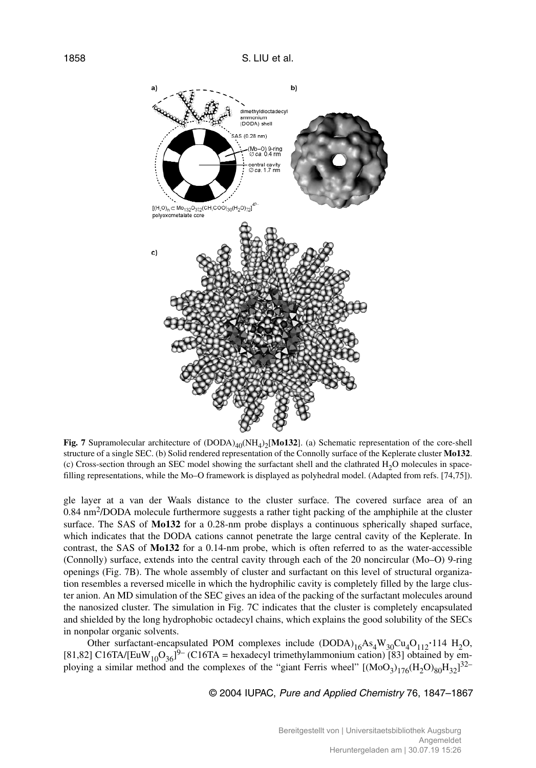**Fig. 7** Supramolecular architecture of $(DODA)_{40}(NH_4)_2$[**Mo132**]. (a) Schematic representation of the core-shell structure of a single SEC. (b) Solid rendered representation of the Connolly surface of the Keplerate cluster **Mo132**. (c) Cross-section through an SEC model showing the surfactant shell and the clathrated $H_2O$ molecules in space-filling representations, while the Mo–O framework is displayed as polyhedral model. (Adapted from refs. [74,75]).

gle layer at a van der Waals distance to the cluster surface. The covered surface area of an 0.84 $nm^2$/DODA molecule furthermore suggests a rather tight packing of the amphiphile at the cluster surface. The SAS of **Mo132** for a 0.28-nm probe displays a continuous spherically shaped surface, which indicates that the DODA cations cannot penetrate the large central cavity of the Keplerate. In contrast, the SAS of **Mo132** for a 0.14-nm probe, which is often referred to as the water-accessible (Connolly) surface, extends into the central cavity through each of the 20 noncircular (Mo–O) 9-ring openings (Fig. 7B). The whole assembly of cluster and surfactant on this level of structural organization resembles a reversed micelle in which the hydrophilic cavity is completely filled by the large cluster anion. An MD simulation of the SEC gives an idea of the packing of the surfactant molecules around the nanosized cluster. The simulation in Fig. 7C indicates that the cluster is completely encapsulated and shielded by the long hydrophobic octadecyl chains, which explains the good solubility of the SECs in nonpolar organic solvents.

Other surfactant-encapsulated POM complexes include $(DODA)_{16}As_4W_{30}Cu_4O_{112}\cdot 114\ H_2O$, [81,82] C16TA/$[EuW_{10}O_{36}]^{9-}$ (C16TA = hexadecyl trimethylammonium cation) [83] obtained by employing a similar method and the complexes of the "giant Ferris wheel" $[(MoO_3)_{176}(H_2O)_{80}H_{32}]^{32-}$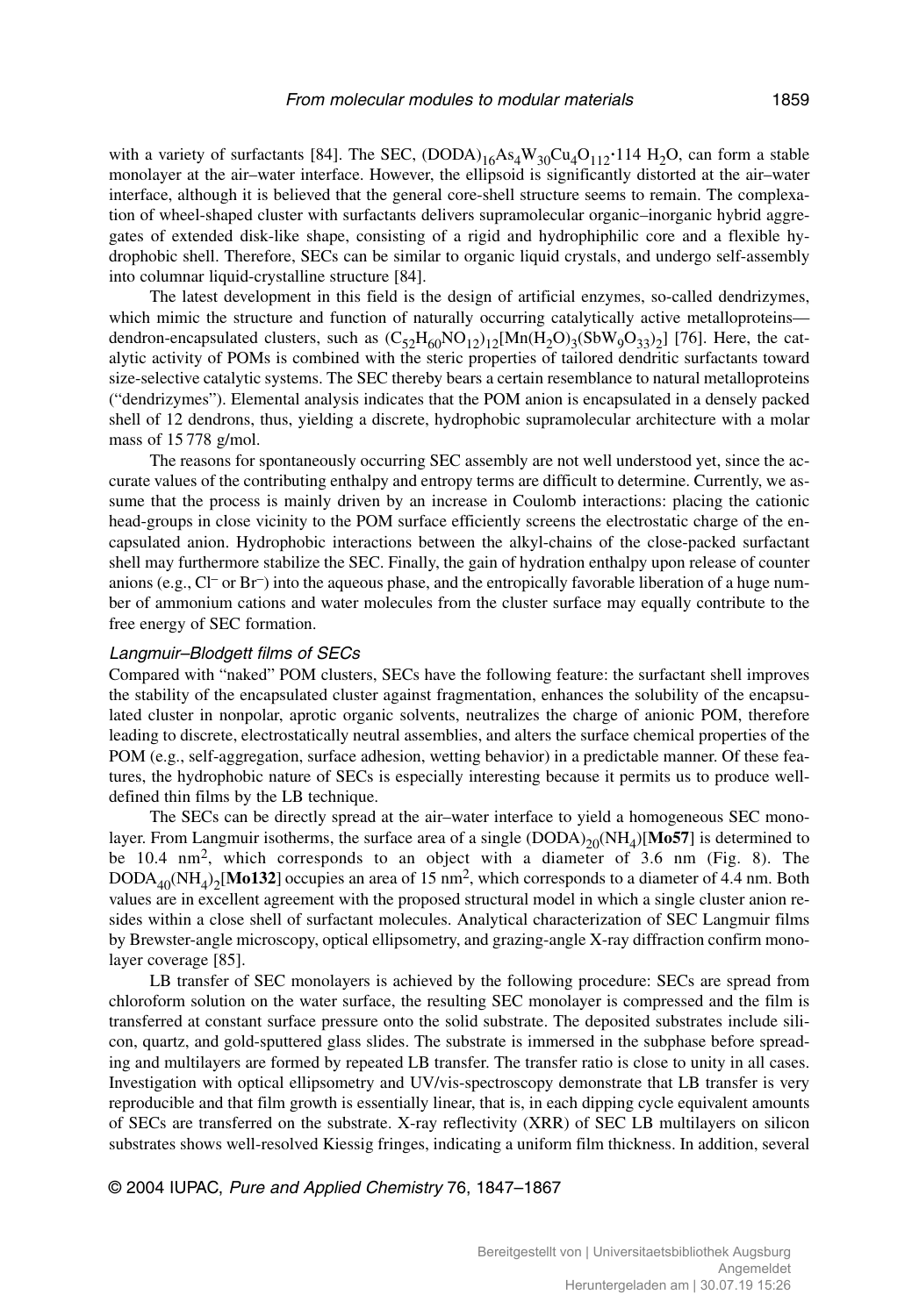with a variety of surfactants [84]. The SEC, $(DODA)_{16}As_4W_{30}Cu_4O_{112}\cdot 114\ H_2O$, can form a stable monolayer at the air–water interface. However, the ellipsoid is significantly distorted at the air–water interface, although it is believed that the general core-shell structure seems to remain. The complexation of wheel-shaped cluster with surfactants delivers supramolecular organic–inorganic hybrid aggregates of extended disk-like shape, consisting of a rigid and hydrophiphilic core and a flexible hydrophobic shell. Therefore, SECs can be similar to organic liquid crystals, and undergo self-assembly into columnar liquid-crystalline structure [84].

The latest development in this field is the design of artificial enzymes, so-called dendrizymes, which mimic the structure and function of naturally occurring catalytically active metalloproteins—dendron-encapsulated clusters, such as $(C_{52}H_{60}NO_{12})_{12}[Mn(H_2O)_3(SbW_9O_{33})_2]$ [76]. Here, the catalytic activity of POMs is combined with the steric properties of tailored dendritic surfactants toward size-selective catalytic systems. The SEC thereby bears a certain resemblance to natural metalloproteins ("dendrizymes"). Elemental analysis indicates that the POM anion is encapsulated in a densely packed shell of 12 dendrons, thus, yielding a discrete, hydrophobic supramolecular architecture with a molar mass of 15 778 g/mol.

The reasons for spontaneously occurring SEC assembly are not well understood yet, since the accurate values of the contributing enthalpy and entropy terms are difficult to determine. Currently, we assume that the process is mainly driven by an increase in Coulomb interactions: placing the cationic head-groups in close vicinity to the POM surface efficiently screens the electrostatic charge of the encapsulated anion. Hydrophobic interactions between the alkyl-chains of the close-packed surfactant shell may furthermore stabilize the SEC. Finally, the gain of hydration enthalpy upon release of counter anions (e.g., $Cl^-$ or $Br^-$) into the aqueous phase, and the entropically favorable liberation of a huge number of ammonium cations and water molecules from the cluster surface may equally contribute to the free energy of SEC formation.

### *Langmuir–Blodgett films of SECs*

Compared with "naked" POM clusters, SECs have the following feature: the surfactant shell improves the stability of the encapsulated cluster against fragmentation, enhances the solubility of the encapsulated cluster in nonpolar, aprotic organic solvents, neutralizes the charge of anionic POM, therefore leading to discrete, electrostatically neutral assemblies, and alters the surface chemical properties of the POM (e.g., self-aggregation, surface adhesion, wetting behavior) in a predictable manner. Of these features, the hydrophobic nature of SECs is especially interesting because it permits us to produce well-defined thin films by the LB technique.

The SECs can be directly spread at the air–water interface to yield a homogeneous SEC monolayer. From Langmuir isotherms, the surface area of a single $(DODA)_{20}(NH_4)$[**Mo57**] is determined to be 10.4 $nm^2$, which corresponds to an object with a diameter of 3.6 nm (Fig. 8). The $DODA_{40}(NH_4)_2$[**Mo132**] occupies an area of 15 $nm^2$, which corresponds to a diameter of 4.4 nm. Both values are in excellent agreement with the proposed structural model in which a single cluster anion resides within a close shell of surfactant molecules. Analytical characterization of SEC Langmuir films by Brewster-angle microscopy, optical ellipsometry, and grazing-angle X-ray diffraction confirm monolayer coverage [85].

LB transfer of SEC monolayers is achieved by the following procedure: SECs are spread from chloroform solution on the water surface, the resulting SEC monolayer is compressed and the film is transferred at constant surface pressure onto the solid substrate. The deposited substrates include silicon, quartz, and gold-sputtered glass slides. The substrate is immersed in the subphase before spreading and multilayers are formed by repeated LB transfer. The transfer ratio is close to unity in all cases. Investigation with optical ellipsometry and UV/vis-spectroscopy demonstrate that LB transfer is very reproducible and that film growth is essentially linear, that is, in each dipping cycle equivalent amounts of SECs are transferred on the substrate. X-ray reflectivity (XRR) of SEC LB multilayers on silicon substrates shows well-resolved Kiessig fringes, indicating a uniform film thickness. In addition, several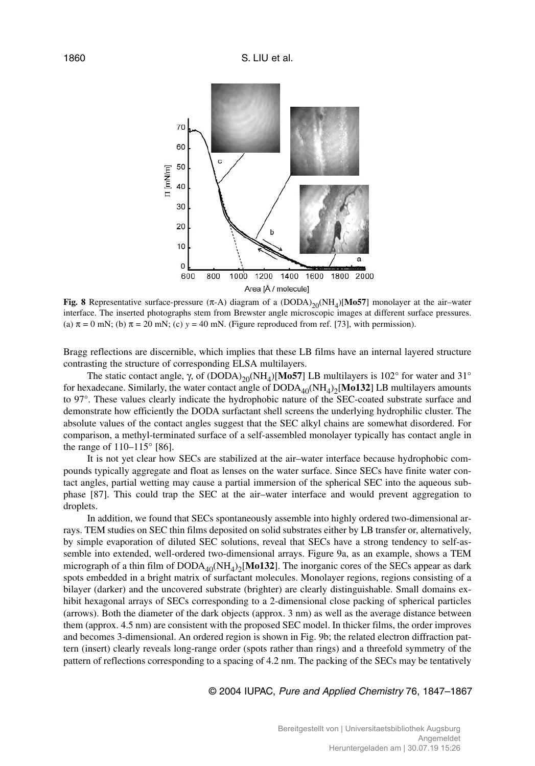**Fig. 8** Representative surface-pressure (π-A) diagram of a $(DODA)_{20}(NH_4)$[**Mo57**] monolayer at the air–water interface. The inserted photographs stem from Brewster angle microscopic images at different surface pressures. (a) π = 0 mN; (b) π = 20 mN; (c) *y* = 40 mN. (Figure reproduced from ref. [73], with permission).

Bragg reflections are discernible, which implies that these LB films have an internal layered structure contrasting the structure of corresponding ELSA multilayers.

The static contact angle, γ, of $(DODA)_{20}(NH_4)$[**Mo57**] LB multilayers is 102° for water and 31° for hexadecane. Similarly, the water contact angle of $DODA_{40}(NH_4)_2$[**Mo132**] LB multilayers amounts to 97°. These values clearly indicate the hydrophobic nature of the SEC-coated substrate surface and demonstrate how efficiently the DODA surfactant shell screens the underlying hydrophilic cluster. The absolute values of the contact angles suggest that the SEC alkyl chains are somewhat disordered. For comparison, a methyl-terminated surface of a self-assembled monolayer typically has contact angle in the range of 110–115° [86].

It is not yet clear how SECs are stabilized at the air–water interface because hydrophobic compounds typically aggregate and float as lenses on the water surface. Since SECs have finite water contact angles, partial wetting may cause a partial immersion of the spherical SEC into the aqueous subphase [87]. This could trap the SEC at the air–water interface and would prevent aggregation to droplets.

In addition, we found that SECs spontaneously assemble into highly ordered two-dimensional arrays. TEM studies on SEC thin films deposited on solid substrates either by LB transfer or, alternatively, by simple evaporation of diluted SEC solutions, reveal that SECs have a strong tendency to self-assemble into extended, well-ordered two-dimensional arrays. Figure 9a, as an example, shows a TEM micrograph of a thin film of $DODA_{40}(NH_4)_2$[**Mo132**]. The inorganic cores of the SECs appear as dark spots embedded in a bright matrix of surfactant molecules. Monolayer regions, regions consisting of a bilayer (darker) and the uncovered substrate (brighter) are clearly distinguishable. Small domains exhibit hexagonal arrays of SECs corresponding to a 2-dimensional close packing of spherical particles (arrows). Both the diameter of the dark objects (approx. 3 nm) as well as the average distance between them (approx. 4.5 nm) are consistent with the proposed SEC model. In thicker films, the order improves and becomes 3-dimensional. An ordered region is shown in Fig. 9b; the related electron diffraction pattern (insert) clearly reveals long-range order (spots rather than rings) and a threefold symmetry of the pattern of reflections corresponding to a spacing of 4.2 nm. The packing of the SECs may be tentatively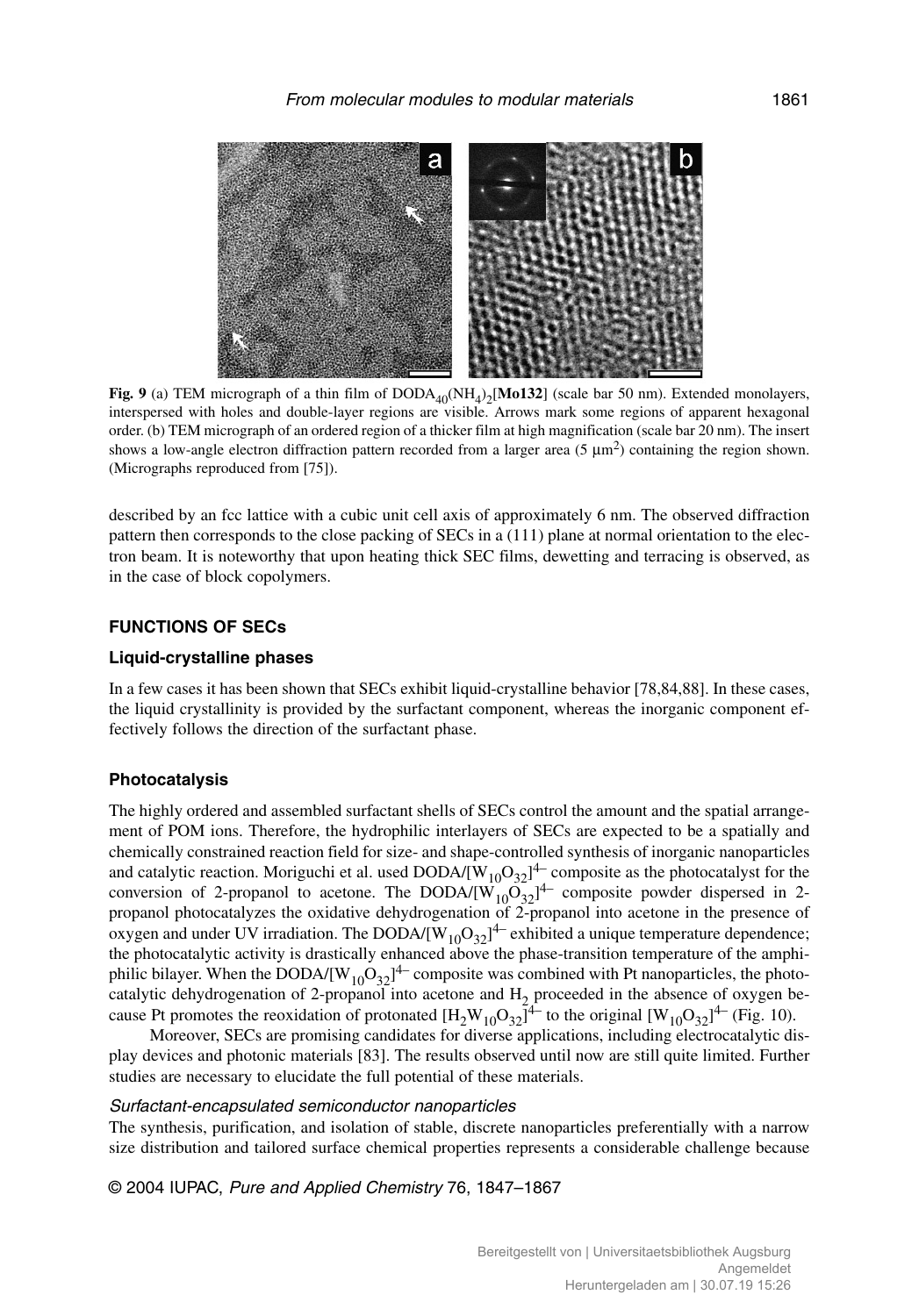**Fig. 9** (a) TEM micrograph of a thin film of $DODA_{40}(NH_4)_2$[**Mo132**] (scale bar 50 nm). Extended monolayers, interspersed with holes and double-layer regions are visible. Arrows mark some regions of apparent hexagonal order. (b) TEM micrograph of an ordered region of a thicker film at high magnification (scale bar 20 nm). The insert shows a low-angle electron diffraction pattern recorded from a larger area (5 µm$^2$) containing the region shown. (Micrographs reproduced from [75]).

described by an fcc lattice with a cubic unit cell axis of approximately 6 nm. The observed diffraction pattern then corresponds to the close packing of SECs in a (111) plane at normal orientation to the electron beam. It is noteworthy that upon heating thick SEC films, dewetting and terracing is observed, as in the case of block copolymers.

## FUNCTIONS OF SECs

### Liquid-crystalline phases

In a few cases it has been shown that SECs exhibit liquid-crystalline behavior [78,84,88]. In these cases, the liquid crystallinity is provided by the surfactant component, whereas the inorganic component effectively follows the direction of the surfactant phase.

### Photocatalysis

The highly ordered and assembled surfactant shells of SECs control the amount and the spatial arrangement of POM ions. Therefore, the hydrophilic interlayers of SECs are expected to be a spatially and chemically constrained reaction field for size- and shape-controlled synthesis of inorganic nanoparticles and catalytic reaction. Moriguchi et al. used DODA/$[W_{10}O_{32}]^{4-}$ composite as the photocatalyst for the conversion of 2-propanol to acetone. The DODA/$[W_{10}O_{32}]^{4-}$ composite powder dispersed in 2-propanol photocatalyzes the oxidative dehydrogenation of 2-propanol into acetone in the presence of oxygen and under UV irradiation. The DODA/$[W_{10}O_{32}]^{4-}$ exhibited a unique temperature dependence; the photocatalytic activity is drastically enhanced above the phase-transition temperature of the amphiphilic bilayer. When the DODA/$[W_{10}O_{32}]^{4-}$ composite was combined with Pt nanoparticles, the photocatalytic dehydrogenation of 2-propanol into acetone and $H_2$ proceeded in the absence of oxygen because Pt promotes the reoxidation of protonated $[H_2W_{10}O_{32}]^{4-}$ to the original $[W_{10}O_{32}]^{4-}$ (Fig. 10).

Moreover, SECs are promising candidates for diverse applications, including electrocatalytic display devices and photonic materials [83]. The results observed until now are still quite limited. Further studies are necessary to elucidate the full potential of these materials.

#### *Surfactant-encapsulated semiconductor nanoparticles*

The synthesis, purification, and isolation of stable, discrete nanoparticles preferentially with a narrow size distribution and tailored surface chemical properties represents a considerable challenge because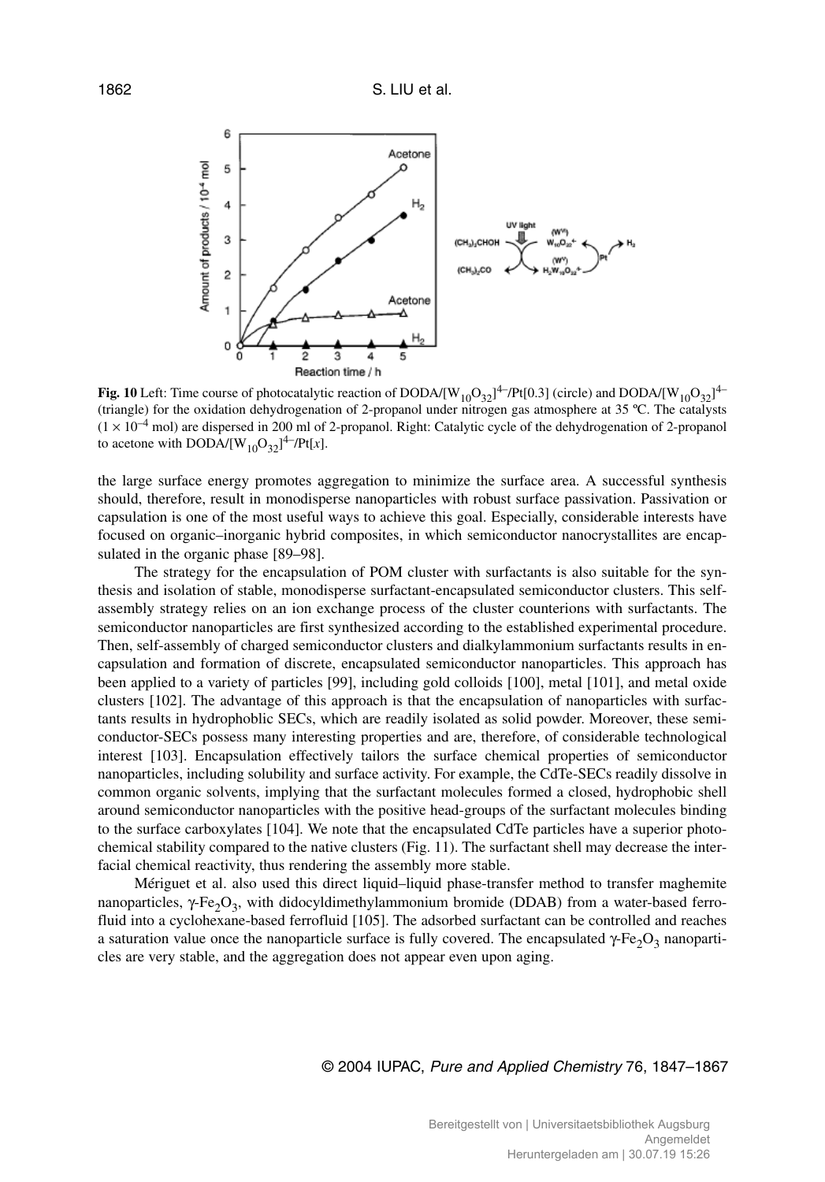**Fig. 10** Left: Time course of photocatalytic reaction of DODA/$[W_{10}O_{32}]^{4-}$/Pt[0.3] (circle) and DODA/$[W_{10}O_{32}]^{4-}$ (triangle) for the oxidation dehydrogenation of 2-propanol under nitrogen gas atmosphere at 35 ºC. The catalysts ($1 \times 10^{-4}$ mol) are dispersed in 200 ml of 2-propanol. Right: Catalytic cycle of the dehydrogenation of 2-propanol to acetone with DODA/$[W_{10}O_{32}]^{4-}$/Pt[*x*].

the large surface energy promotes aggregation to minimize the surface area. A successful synthesis should, therefore, result in monodisperse nanoparticles with robust surface passivation. Passivation or capsulation is one of the most useful ways to achieve this goal. Especially, considerable interests have focused on organic–inorganic hybrid composites, in which semiconductor nanocrystallites are encapsulated in the organic phase [89–98].

The strategy for the encapsulation of POM cluster with surfactants is also suitable for the synthesis and isolation of stable, monodisperse surfactant-encapsulated semiconductor clusters. This self-assembly strategy relies on an ion exchange process of the cluster counterions with surfactants. The semiconductor nanoparticles are first synthesized according to the established experimental procedure. Then, self-assembly of charged semiconductor clusters and dialkylammonium surfactants results in encapsulation and formation of discrete, encapsulated semiconductor nanoparticles. This approach has been applied to a variety of particles [99], including gold colloids [100], metal [101], and metal oxide clusters [102]. The advantage of this approach is that the encapsulation of nanoparticles with surfactants results in hydrophoblic SECs, which are readily isolated as solid powder. Moreover, these semiconductor-SECs possess many interesting properties and are, therefore, of considerable technological interest [103]. Encapsulation effectively tailors the surface chemical properties of semiconductor nanoparticles, including solubility and surface activity. For example, the CdTe-SECs readily dissolve in common organic solvents, implying that the surfactant molecules formed a closed, hydrophobic shell around semiconductor nanoparticles with the positive head-groups of the surfactant molecules binding to the surface carboxylates [104]. We note that the encapsulated CdTe particles have a superior photochemical stability compared to the native clusters (Fig. 11). The surfactant shell may decrease the interfacial chemical reactivity, thus rendering the assembly more stable.

Mériguet et al. also used this direct liquid–liquid phase-transfer method to transfer maghemite nanoparticles, $\gamma$-$Fe_2O_3$, with didocyldimethylammonium bromide (DDAB) from a water-based ferrofluid into a cyclohexane-based ferrofluid [105]. The adsorbed surfactant can be controlled and reaches a saturation value once the nanoparticle surface is fully covered. The encapsulated $\gamma$-$Fe_2O_3$ nanoparticles are very stable, and the aggregation does not appear even upon aging.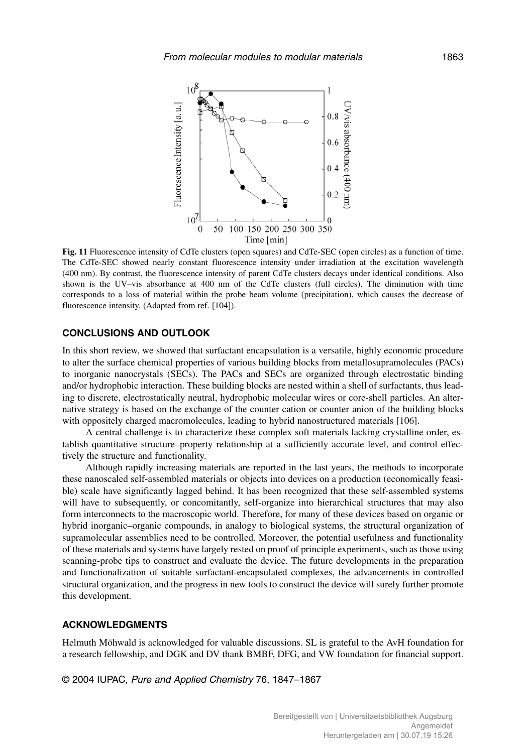**Fig. 11** Fluorescence intensity of CdTe clusters (open squares) and CdTe-SEC (open circles) as a function of time. The CdTe-SEC showed nearly constant fluorescence intensity under irradiation at the excitation wavelength (400 nm). By contrast, the fluorescence intensity of parent CdTe clusters decays under identical conditions. Also shown is the UV–vis absorbance at 400 nm of the CdTe clusters (full circles). The diminution with time corresponds to a loss of material within the probe beam volume (precipitation), which causes the decrease of fluorescence intensity. (Adapted from ref. [104]).

## CONCLUSIONS AND OUTLOOK

In this short review, we showed that surfactant encapsulation is a versatile, highly economic procedure to alter the surface chemical properties of various building blocks from metallosupramolecules (PACs) to inorganic nanocrystals (SECs). The PACs and SECs are organized through electrostatic binding and/or hydrophobic interaction. These building blocks are nested within a shell of surfactants, thus leading to discrete, electrostatically neutral, hydrophobic molecular wires or core-shell particles. An alternative strategy is based on the exchange of the counter cation or counter anion of the building blocks with oppositely charged macromolecules, leading to hybrid nanostructured materials [106].

A central challenge is to characterize these complex soft materials lacking crystalline order, establish quantitative structure–property relationship at a sufficiently accurate level, and control effectively the structure and functionality.

Although rapidly increasing materials are reported in the last years, the methods to incorporate these nanoscaled self-assembled materials or objects into devices on a production (economically feasible) scale have significantly lagged behind. It has been recognized that these self-assembled systems will have to subsequently, or concomitantly, self-organize into hierarchical structures that may also form interconnects to the macroscopic world. Therefore, for many of these devices based on organic or hybrid inorganic–organic compounds, in analogy to biological systems, the structural organization of supramolecular assemblies need to be controlled. Moreover, the potential usefulness and functionality of these materials and systems have largely rested on proof of principle experiments, such as those using scanning-probe tips to construct and evaluate the device. The future developments in the preparation and functionalization of suitable surfactant-encapsulated complexes, the advancements in controlled structural organization, and the progress in new tools to construct the device will surely further promote this development.

## ACKNOWLEDGMENTS

Helmuth Möhwald is acknowledged for valuable discussions. SL is grateful to the AvH foundation for a research fellowship, and DGK and DV thank BMBF, DFG, and VW foundation for financial support.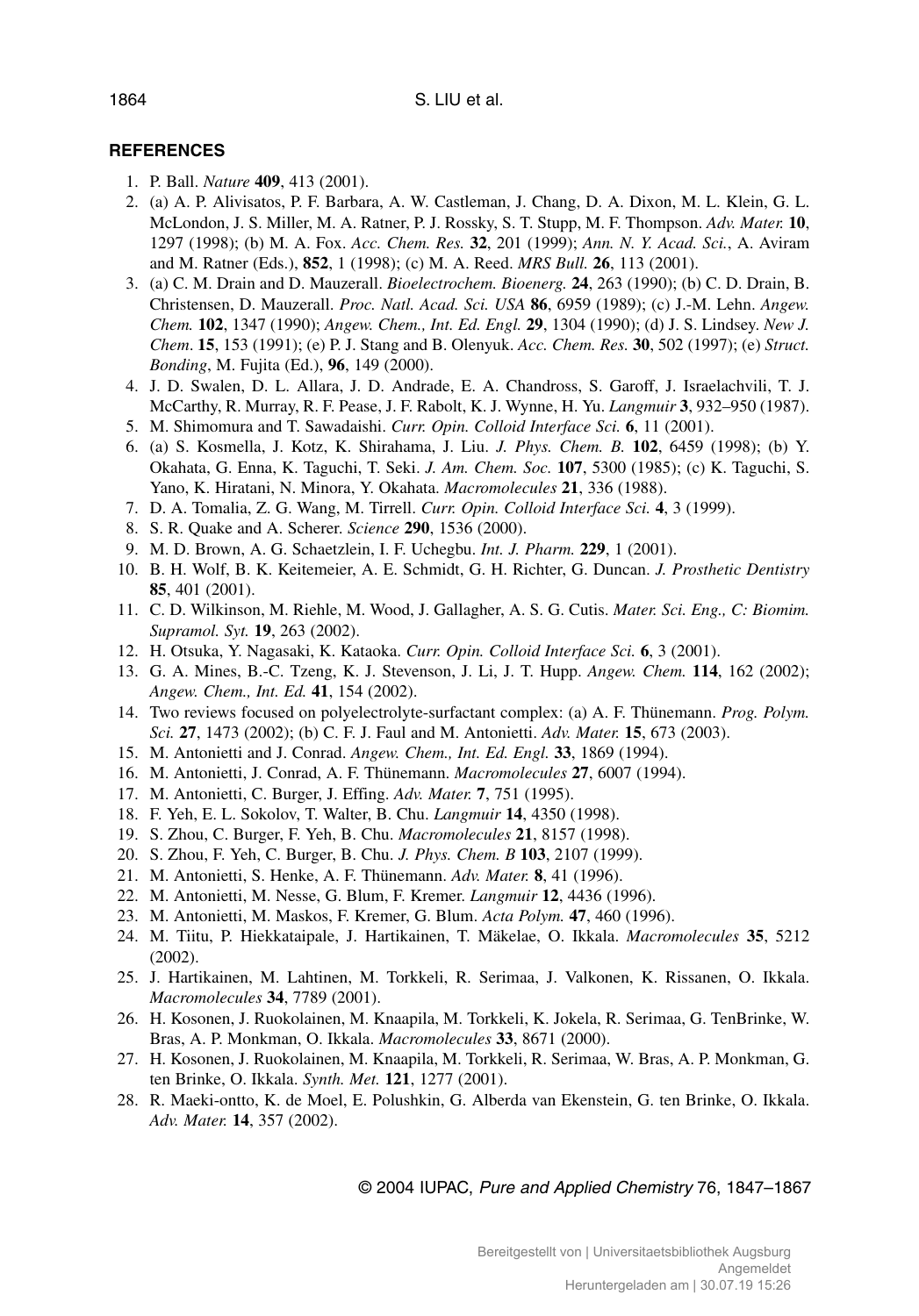## REFERENCES

1. P. Ball. *Nature* **409**, 413 (2001).
2. (a) A. P. Alivisatos, P. F. Barbara, A. W. Castleman, J. Chang, D. A. Dixon, M. L. Klein, G. L. McLondon, J. S. Miller, M. A. Ratner, P. J. Rossky, S. T. Stupp, M. F. Thompson. *Adv. Mater.* **10**, 1297 (1998); (b) M. A. Fox. *Acc. Chem. Res.* **32**, 201 (1999); *Ann. N. Y. Acad. Sci.*, A. Aviram and M. Ratner (Eds.), **852**, 1 (1998); (c) M. A. Reed. *MRS Bull.* **26**, 113 (2001).
3. (a) C. M. Drain and D. Mauzerall. *Bioelectrochem. Bioenerg.* **24**, 263 (1990); (b) C. D. Drain, B. Christensen, D. Mauzerall. *Proc. Natl. Acad. Sci. USA* **86**, 6959 (1989); (c) J.-M. Lehn. *Angew. Chem.* **102**, 1347 (1990); *Angew. Chem., Int. Ed. Engl.* **29**, 1304 (1990); (d) J. S. Lindsey. *New J. Chem*. **15**, 153 (1991); (e) P. J. Stang and B. Olenyuk. *Acc. Chem. Res.* **30**, 502 (1997); (e) *Struct. Bonding*, M. Fujita (Ed.), **96**, 149 (2000).
4. J. D. Swalen, D. L. Allara, J. D. Andrade, E. A. Chandross, S. Garoff, J. Israelachvili, T. J. McCarthy, R. Murray, R. F. Pease, J. F. Rabolt, K. J. Wynne, H. Yu. *Langmuir* **3**, 932–950 (1987).
5. M. Shimomura and T. Sawadaishi. *Curr. Opin. Colloid Interface Sci.* **6**, 11 (2001).
6. (a) S. Kosmella, J. Kotz, K. Shirahama, J. Liu. *J. Phys. Chem. B.* **102**, 6459 (1998); (b) Y. Okahata, G. Enna, K. Taguchi, T. Seki. *J. Am. Chem. Soc.* **107**, 5300 (1985); (c) K. Taguchi, S. Yano, K. Hiratani, N. Minora, Y. Okahata. *Macromolecules* **21**, 336 (1988).
7. D. A. Tomalia, Z. G. Wang, M. Tirrell. *Curr. Opin. Colloid Interface Sci.* **4**, 3 (1999).
8. S. R. Quake and A. Scherer. *Science* **290**, 1536 (2000).
9. M. D. Brown, A. G. Schaetzlein, I. F. Uchegbu. *Int. J. Pharm.* **229**, 1 (2001).
10. B. H. Wolf, B. K. Keitemeier, A. E. Schmidt, G. H. Richter, G. Duncan. *J. Prosthetic Dentistry* **85**, 401 (2001).
11. C. D. Wilkinson, M. Riehle, M. Wood, J. Gallagher, A. S. G. Cutis. *Mater. Sci. Eng., C: Biomim. Supramol. Syt.* **19**, 263 (2002).
12. H. Otsuka, Y. Nagasaki, K. Kataoka. *Curr. Opin. Colloid Interface Sci.* **6**, 3 (2001).
13. G. A. Mines, B.-C. Tzeng, K. J. Stevenson, J. Li, J. T. Hupp. *Angew. Chem.* **114**, 162 (2002); *Angew. Chem., Int. Ed.* **41**, 154 (2002).
14. Two reviews focused on polyelectrolyte-surfactant complex: (a) A. F. Thünemann. *Prog. Polym. Sci.* **27**, 1473 (2002); (b) C. F. J. Faul and M. Antonietti. *Adv. Mater.* **15**, 673 (2003).
15. M. Antonietti and J. Conrad. *Angew. Chem., Int. Ed. Engl.* **33**, 1869 (1994).
16. M. Antonietti, J. Conrad, A. F. Thünemann. *Macromolecules* **27**, 6007 (1994).
17. M. Antonietti, C. Burger, J. Effing. *Adv. Mater.* **7**, 751 (1995).
18. F. Yeh, E. L. Sokolov, T. Walter, B. Chu. *Langmuir* **14**, 4350 (1998).
19. S. Zhou, C. Burger, F. Yeh, B. Chu. *Macromolecules* **21**, 8157 (1998).
20. S. Zhou, F. Yeh, C. Burger, B. Chu. *J. Phys. Chem. B* **103**, 2107 (1999).
21. M. Antonietti, S. Henke, A. F. Thünemann. *Adv. Mater.* **8**, 41 (1996).
22. M. Antonietti, M. Nesse, G. Blum, F. Kremer. *Langmuir* **12**, 4436 (1996).
23. M. Antonietti, M. Maskos, F. Kremer, G. Blum. *Acta Polym.* **47**, 460 (1996).
24. M. Tiitu, P. Hiekkataipale, J. Hartikainen, T. Mäkelae, O. Ikkala. *Macromolecules* **35**, 5212 (2002).
25. J. Hartikainen, M. Lahtinen, M. Torkkeli, R. Serimaa, J. Valkonen, K. Rissanen, O. Ikkala. *Macromolecules* **34**, 7789 (2001).
26. H. Kosonen, J. Ruokolainen, M. Knaapila, M. Torkkeli, K. Jokela, R. Serimaa, G. TenBrinke, W. Bras, A. P. Monkman, O. Ikkala. *Macromolecules* **33**, 8671 (2000).
27. H. Kosonen, J. Ruokolainen, M. Knaapila, M. Torkkeli, R. Serimaa, W. Bras, A. P. Monkman, G. ten Brinke, O. Ikkala. *Synth. Met.* **121**, 1277 (2001).
28. R. Maeki-ontto, K. de Moel, E. Polushkin, G. Alberda van Ekenstein, G. ten Brinke, O. Ikkala. *Adv. Mater.* **14**, 357 (2002).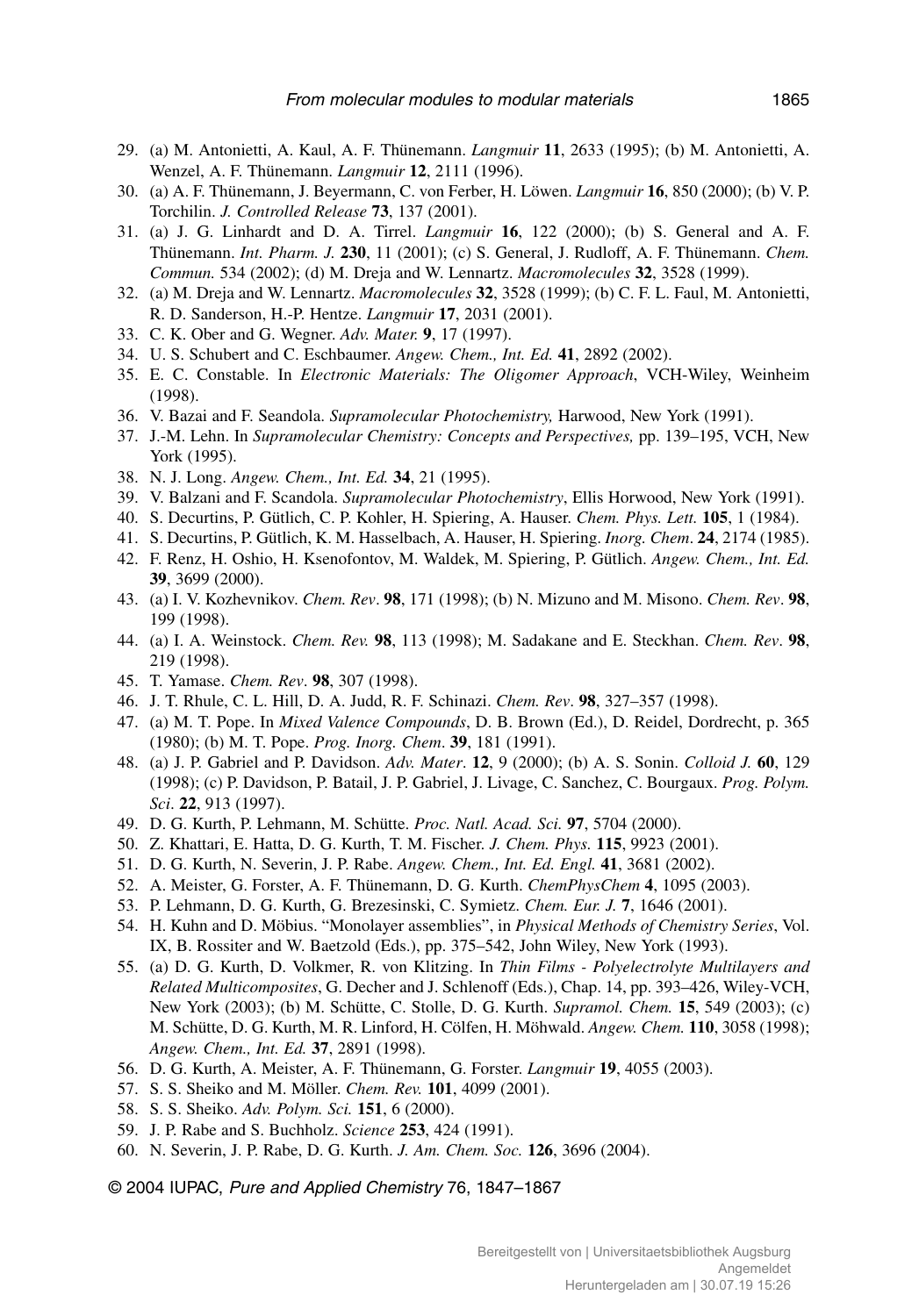29. (a) M. Antonietti, A. Kaul, A. F. Thünemann. *Langmuir* **11**, 2633 (1995); (b) M. Antonietti, A. Wenzel, A. F. Thünemann. *Langmuir* **12**, 2111 (1996).
30. (a) A. F. Thünemann, J. Beyermann, C. von Ferber, H. Löwen. *Langmuir* **16**, 850 (2000); (b) V. P. Torchilin. *J. Controlled Release* **73**, 137 (2001).
31. (a) J. G. Linhardt and D. A. Tirrel. *Langmuir* **16**, 122 (2000); (b) S. General and A. F. Thünemann. *Int. Pharm. J.* **230**, 11 (2001); (c) S. General, J. Rudloff, A. F. Thünemann. *Chem. Commun.* 534 (2002); (d) M. Dreja and W. Lennartz. *Macromolecules* **32**, 3528 (1999).
32. (a) M. Dreja and W. Lennartz. *Macromolecules* **32**, 3528 (1999); (b) C. F. L. Faul, M. Antonietti, R. D. Sanderson, H.-P. Hentze. *Langmuir* **17**, 2031 (2001).
33. C. K. Ober and G. Wegner. *Adv. Mater.* **9**, 17 (1997).
34. U. S. Schubert and C. Eschbaumer. *Angew. Chem., Int. Ed.* **41**, 2892 (2002).
35. E. C. Constable. In *Electronic Materials: The Oligomer Approach*, VCH-Wiley, Weinheim (1998).
36. V. Bazai and F. Seandola. *Supramolecular Photochemistry,* Harwood, New York (1991).
37. J.-M. Lehn. In *Supramolecular Chemistry: Concepts and Perspectives,* pp. 139–195, VCH, New York (1995).
38. N. J. Long. *Angew. Chem., Int. Ed.* **34**, 21 (1995).
39. V. Balzani and F. Scandola. *Supramolecular Photochemistry*, Ellis Horwood, New York (1991).
40. S. Decurtins, P. Gütlich, C. P. Kohler, H. Spiering, A. Hauser. *Chem. Phys. Lett.* **105**, 1 (1984).
41. S. Decurtins, P. Gütlich, K. M. Hasselbach, A. Hauser, H. Spiering. *Inorg. Chem*. **24**, 2174 (1985).
42. F. Renz, H. Oshio, H. Ksenofontov, M. Waldek, M. Spiering, P. Gütlich. *Angew. Chem., Int. Ed.* **39**, 3699 (2000).
43. (a) I. V. Kozhevnikov. *Chem. Rev*. **98**, 171 (1998); (b) N. Mizuno and M. Misono. *Chem. Rev*. **98**, 199 (1998).
44. (a) I. A. Weinstock. *Chem. Rev.* **98**, 113 (1998); M. Sadakane and E. Steckhan. *Chem. Rev*. **98**, 219 (1998).
45. T. Yamase. *Chem. Rev*. **98**, 307 (1998).
46. J. T. Rhule, C. L. Hill, D. A. Judd, R. F. Schinazi. *Chem. Rev*. **98**, 327–357 (1998).
47. (a) M. T. Pope. In *Mixed Valence Compounds*, D. B. Brown (Ed.), D. Reidel, Dordrecht, p. 365 (1980); (b) M. T. Pope. *Prog. Inorg. Chem*. **39**, 181 (1991).
48. (a) J. P. Gabriel and P. Davidson. *Adv. Mater*. **12**, 9 (2000); (b) A. S. Sonin. *Colloid J.* **60**, 129 (1998); (c) P. Davidson, P. Batail, J. P. Gabriel, J. Livage, C. Sanchez, C. Bourgaux. *Prog. Polym. Sci*. **22**, 913 (1997).
49. D. G. Kurth, P. Lehmann, M. Schütte. *Proc. Natl. Acad. Sci.* **97**, 5704 (2000).
50. Z. Khattari, E. Hatta, D. G. Kurth, T. M. Fischer. *J. Chem. Phys.* **115**, 9923 (2001).
51. D. G. Kurth, N. Severin, J. P. Rabe. *Angew. Chem., Int. Ed. Engl.* **41**, 3681 (2002).
52. A. Meister, G. Forster, A. F. Thünemann, D. G. Kurth. *ChemPhysChem* **4**, 1095 (2003).
53. P. Lehmann, D. G. Kurth, G. Brezesinski, C. Symietz. *Chem. Eur. J.* **7**, 1646 (2001).
54. H. Kuhn and D. Möbius. "Monolayer assemblies", in *Physical Methods of Chemistry Series*, Vol. IX, B. Rossiter and W. Baetzold (Eds.), pp. 375–542, John Wiley, New York (1993).
55. (a) D. G. Kurth, D. Volkmer, R. von Klitzing. In *Thin Films - Polyelectrolyte Multilayers and Related Multicomposites*, G. Decher and J. Schlenoff (Eds.), Chap. 14, pp. 393–426, Wiley-VCH, New York (2003); (b) M. Schütte, C. Stolle, D. G. Kurth. *Supramol. Chem.* **15**, 549 (2003); (c) M. Schütte, D. G. Kurth, M. R. Linford, H. Cölfen, H. Möhwald. *Angew. Chem.* **110**, 3058 (1998); *Angew. Chem., Int. Ed.* **37**, 2891 (1998).
56. D. G. Kurth, A. Meister, A. F. Thünemann, G. Forster. *Langmuir* **19**, 4055 (2003).
57. S. S. Sheiko and M. Möller. *Chem. Rev.* **101**, 4099 (2001).
58. S. S. Sheiko. *Adv. Polym. Sci.* **151**, 6 (2000).
59. J. P. Rabe and S. Buchholz. *Science* **253**, 424 (1991).
60. N. Severin, J. P. Rabe, D. G. Kurth. *J. Am. Chem. Soc.* **126**, 3696 (2004).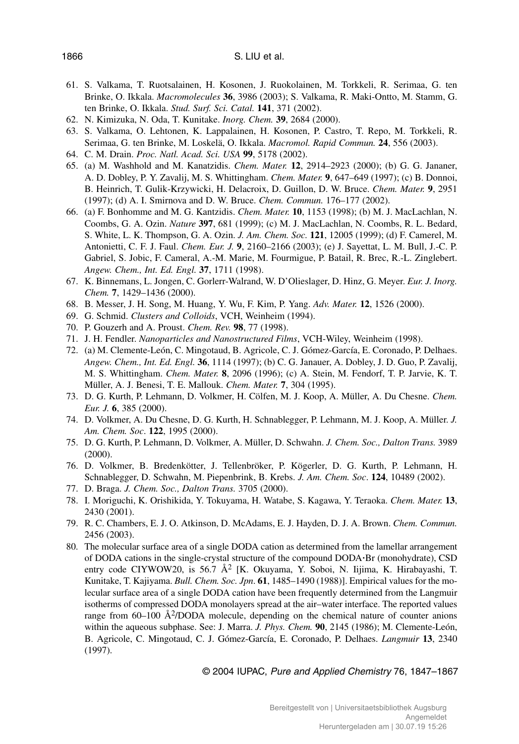61. S. Valkama, T. Ruotsalainen, H. Kosonen, J. Ruokolainen, M. Torkkeli, R. Serimaa, G. ten Brinke, O. Ikkala. *Macromolecules* **36**, 3986 (2003); S. Valkama, R. Maki-Ontto, M. Stamm, G. ten Brinke, O. Ikkala. *Stud. Surf. Sci. Catal.* **141**, 371 (2002).
62. N. Kimizuka, N. Oda, T. Kunitake. *Inorg. Chem.* **39**, 2684 (2000).
63. S. Valkama, O. Lehtonen, K. Lappalainen, H. Kosonen, P. Castro, T. Repo, M. Torkkeli, R. Serimaa, G. ten Brinke, M. Loskelä, O. Ikkala. *Macromol. Rapid Commun.* **24**, 556 (2003).
64. C. M. Drain. *Proc. Natl. Acad. Sci. USA* **99**, 5178 (2002).
65. (a) M. Washhold and M. Kanatzidis. *Chem. Mater.* **12**, 2914–2923 (2000); (b) G. G. Jananer, A. D. Dobley, P. Y. Zavalij, M. S. Whittingham. *Chem. Mater.* **9**, 647–649 (1997); (c) B. Donnoi, B. Heinrich, T. Gulik-Krzywicki, H. Delacroix, D. Guillon, D. W. Bruce. *Chem. Mater.* **9**, 2951 (1997); (d) A. I. Smirnova and D. W. Bruce. *Chem. Commun.* 176–177 (2002).
66. (a) F. Bonhomme and M. G. Kantzidis. *Chem. Mater.* **10**, 1153 (1998); (b) M. J. MacLachlan, N. Coombs, G. A. Ozin. *Nature* **397**, 681 (1999); (c) M. J. MacLachlan, N. Coombs, R. L. Bedard, S. White, L. K. Thompson, G. A. Ozin. *J. Am. Chem. Soc.* **121**, 12005 (1999); (d) F. Camerel, M. Antonietti, C. F. J. Faul. *Chem. Eur. J.* **9**, 2160–2166 (2003); (e) J. Sayettat, L. M. Bull, J.-C. P. Gabriel, S. Jobic, F. Cameral, A.-M. Marie, M. Fourmigue, P. Batail, R. Brec, R.-L. Zinglebert. *Angew. Chem., Int. Ed. Engl.* **37**, 1711 (1998).
67. K. Binnemans, L. Jongen, C. Gorlerr-Walrand, W. D'Olieslager, D. Hinz, G. Meyer. *Eur. J. Inorg. Chem.* **7**, 1429–1436 (2000).
68. B. Messer, J. H. Song, M. Huang, Y. Wu, F. Kim, P. Yang. *Adv. Mater.* **12**, 1526 (2000).
69. G. Schmid. *Clusters and Colloids*, VCH, Weinheim (1994).
70. P. Gouzerh and A. Proust. *Chem. Rev.* **98**, 77 (1998).
71. J. H. Fendler. *Nanoparticles and Nanostructured Films*, VCH-Wiley, Weinheim (1998).
72. (a) M. Clemente-León, C. Mingotaud, B. Agricole, C. J. Gómez-García, E. Coronado, P. Delhaes. *Angew. Chem., Int. Ed. Engl.* **36**, 1114 (1997); (b) C. G. Janauer, A. Dobley, J. D. Guo, P. Zavalij, M. S. Whittingham. *Chem. Mater.* **8**, 2096 (1996); (c) A. Stein, M. Fendorf, T. P. Jarvie, K. T. Müller, A. J. Benesi, T. E. Mallouk. *Chem. Mater.* **7**, 304 (1995).
73. D. G. Kurth, P. Lehmann, D. Volkmer, H. Cölfen, M. J. Koop, A. Müller, A. Du Chesne. *Chem. Eur. J.* **6**, 385 (2000).
74. D. Volkmer, A. Du Chesne, D. G. Kurth, H. Schnablegger, P. Lehmann, M. J. Koop, A. Müller. *J. Am. Chem. Soc*. **122**, 1995 (2000).
75. D. G. Kurth, P. Lehmann, D. Volkmer, A. Müller, D. Schwahn. *J. Chem. Soc., Dalton Trans.* 3989 (2000).
76. D. Volkmer, B. Bredenkötter, J. Tellenbröker, P. Kögerler, D. G. Kurth, P. Lehmann, H. Schnablegger, D. Schwahn, M. Piepenbrink, B. Krebs. *J. Am. Chem. Soc*. **124**, 10489 (2002).
77. D. Braga. *J. Chem. Soc., Dalton Trans.* 3705 (2000).
78. I. Moriguchi, K. Orishikida, Y. Tokuyama, H. Watabe, S. Kagawa, Y. Teraoka. *Chem. Mater.* **13**, 2430 (2001).
79. R. C. Chambers, E. J. O. Atkinson, D. McAdams, E. J. Hayden, D. J. A. Brown. *Chem. Commun.* 2456 (2003).
80. The molecular surface area of a single DODA cation as determined from the lamellar arrangement of DODA cations in the single-crystal structure of the compound DODA·Br (monohydrate), CSD entry code CIYWOW20, is 56.7 Å$^2$ [K. Okuyama, Y. Soboi, N. Iijima, K. Hirabayashi, T. Kunitake, T. Kajiyama. *Bull. Chem. Soc. Jpn*. **61**, 1485–1490 (1988)]. Empirical values for the molecular surface area of a single DODA cation have been frequently determined from the Langmuir isotherms of compressed DODA monolayers spread at the air–water interface. The reported values range from 60–100 Å$^2$/DODA molecule, depending on the chemical nature of counter anions within the aqueous subphase. See: J. Marra. *J. Phys. Chem.* **90**, 2145 (1986); M. Clemente-León, B. Agricole, C. Mingotaud, C. J. Gómez-García, E. Coronado, P. Delhaes. *Langmuir* **13**, 2340 (1997).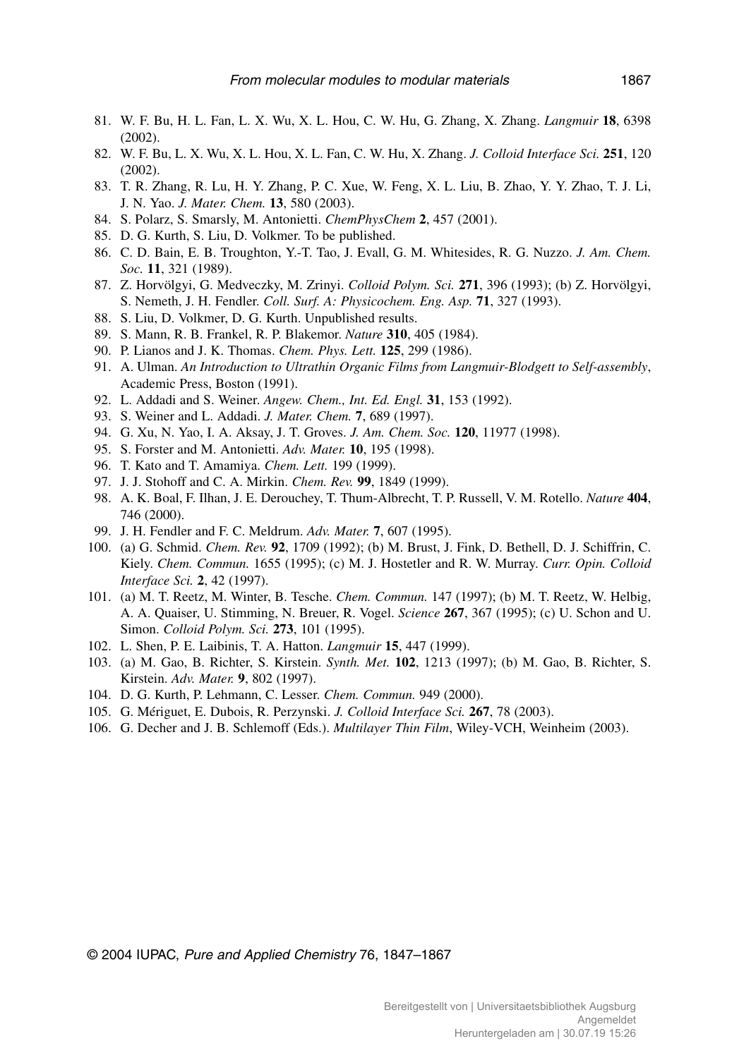81. W. F. Bu, H. L. Fan, L. X. Wu, X. L. Hou, C. W. Hu, G. Zhang, X. Zhang. *Langmuir* **18**, 6398 (2002).
82. W. F. Bu, L. X. Wu, X. L. Hou, X. L. Fan, C. W. Hu, X. Zhang. *J. Colloid Interface Sci.* **251**, 120 (2002).
83. T. R. Zhang, R. Lu, H. Y. Zhang, P. C. Xue, W. Feng, X. L. Liu, B. Zhao, Y. Y. Zhao, T. J. Li, J. N. Yao. *J. Mater. Chem.* **13**, 580 (2003).
84. S. Polarz, S. Smarsly, M. Antonietti. *ChemPhysChem* **2**, 457 (2001).
85. D. G. Kurth, S. Liu, D. Volkmer. To be published.
86. C. D. Bain, E. B. Troughton, Y.-T. Tao, J. Evall, G. M. Whitesides, R. G. Nuzzo. *J. Am. Chem. Soc.* **11**, 321 (1989).
87. Z. Horvölgyi, G. Medveczky, M. Zrinyi. *Colloid Polym. Sci.* **271**, 396 (1993); (b) Z. Horvölgyi, S. Nemeth, J. H. Fendler. *Coll. Surf. A: Physicochem. Eng. Asp.* **71**, 327 (1993).
88. S. Liu, D. Volkmer, D. G. Kurth. Unpublished results.
89. S. Mann, R. B. Frankel, R. P. Blakemor. *Nature* **310**, 405 (1984).
90. P. Lianos and J. K. Thomas. *Chem. Phys. Lett.* **125**, 299 (1986).
91. A. Ulman. *An Introduction to Ultrathin Organic Films from Langmuir-Blodgett to Self-assembly*, Academic Press, Boston (1991).
92. L. Addadi and S. Weiner. *Angew. Chem., Int. Ed. Engl.* **31**, 153 (1992).
93. S. Weiner and L. Addadi. *J. Mater. Chem.* **7**, 689 (1997).
94. G. Xu, N. Yao, I. A. Aksay, J. T. Groves. *J. Am. Chem. Soc.* **120**, 11977 (1998).
95. S. Forster and M. Antonietti. *Adv. Mater.* **10**, 195 (1998).
96. T. Kato and T. Amamiya. *Chem. Lett.* 199 (1999).
97. J. J. Stohoff and C. A. Mirkin. *Chem. Rev.* **99**, 1849 (1999).
98. A. K. Boal, F. Ilhan, J. E. Derouchey, T. Thum-Albrecht, T. P. Russell, V. M. Rotello. *Nature* **404**, 746 (2000).
99. J. H. Fendler and F. C. Meldrum. *Adv. Mater.* **7**, 607 (1995).
100. (a) G. Schmid. *Chem. Rev.* **92**, 1709 (1992); (b) M. Brust, J. Fink, D. Bethell, D. J. Schiffrin, C. Kiely. *Chem. Commun.* 1655 (1995); (c) M. J. Hostetler and R. W. Murray. *Curr. Opin. Colloid Interface Sci.* **2**, 42 (1997).
101. (a) M. T. Reetz, M. Winter, B. Tesche. *Chem. Commun.* 147 (1997); (b) M. T. Reetz, W. Helbig, A. A. Quaiser, U. Stimming, N. Breuer, R. Vogel. *Science* **267**, 367 (1995); (c) U. Schon and U. Simon. *Colloid Polym. Sci.* **273**, 101 (1995).
102. L. Shen, P. E. Laibinis, T. A. Hatton. *Langmuir* **15**, 447 (1999).
103. (a) M. Gao, B. Richter, S. Kirstein. *Synth. Met.* **102**, 1213 (1997); (b) M. Gao, B. Richter, S. Kirstein. *Adv. Mater.* **9**, 802 (1997).
104. D. G. Kurth, P. Lehmann, C. Lesser. *Chem. Commun.* 949 (2000).
105. G. Mériguet, E. Dubois, R. Perzynski. *J. Colloid Interface Sci.* **267**, 78 (2003).
106. G. Decher and J. B. Schlemoff (Eds.). *Multilayer Thin Film*, Wiley-VCH, Weinheim (2003).